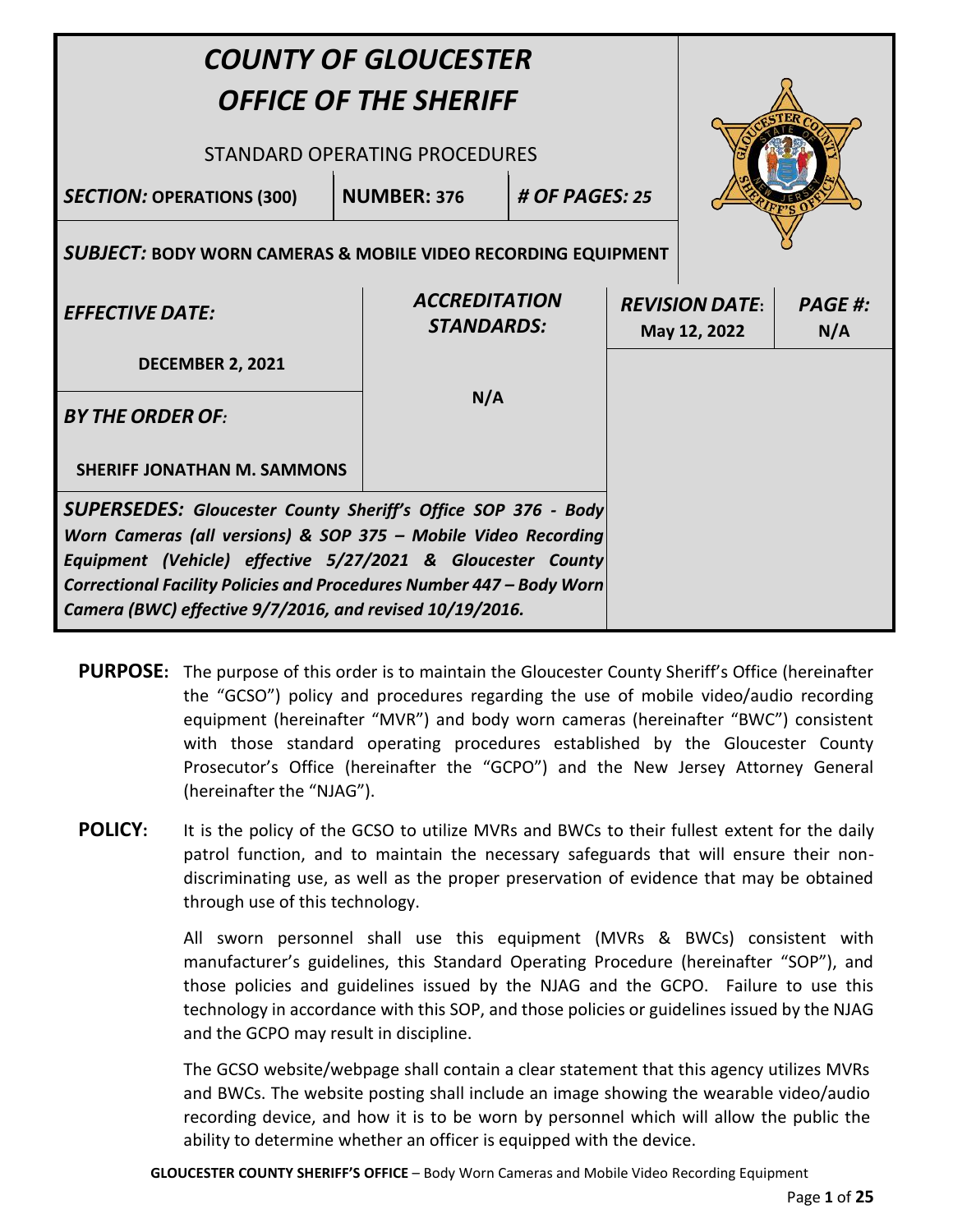# COUNTY OF GLOUCESTER
# OFFICE OF THE SHERIFF

STANDARD OPERATING PROCEDURES

| **SECTION:** OPERATIONS (300) | **NUMBER:** 376 | **# OF PAGES:** 25 |
| --- | --- | --- |

**SUBJECT:** BODY WORN CAMERAS & MOBILE VIDEO RECORDING EQUIPMENT

| **EFFECTIVE DATE:** | **ACCREDITATION STANDARDS:** | **REVISION DATE:** | **PAGE #:** |
| --- | --- | --- | --- |
| **DECEMBER 2, 2021** | N/A | May 12, 2022 | N/A |
| **BY THE ORDER OF:** **SHERIFF JONATHAN M. SAMMONS** | | | |

**SUPERSEDES:** *Gloucester County Sheriff's Office SOP 376 - Body Worn Cameras (all versions) & SOP 375 – Mobile Video Recording Equipment (Vehicle) effective 5/27/2021 & Gloucester County Correctional Facility Policies and Procedures Number 447 – Body Worn Camera (BWC) effective 9/7/2016, and revised 10/19/2016.*

**PURPOSE:** The purpose of this order is to maintain the Gloucester County Sheriff's Office (hereinafter the "GCSO") policy and procedures regarding the use of mobile video/audio recording equipment (hereinafter "MVR") and body worn cameras (hereinafter "BWC") consistent with those standard operating procedures established by the Gloucester County Prosecutor's Office (hereinafter the "GCPO") and the New Jersey Attorney General (hereinafter the "NJAG").

**POLICY:** It is the policy of the GCSO to utilize MVRs and BWCs to their fullest extent for the daily patrol function, and to maintain the necessary safeguards that will ensure their non-discriminating use, as well as the proper preservation of evidence that may be obtained through use of this technology.

All sworn personnel shall use this equipment (MVRs & BWCs) consistent with manufacturer's guidelines, this Standard Operating Procedure (hereinafter "SOP"), and those policies and guidelines issued by the NJAG and the GCPO. Failure to use this technology in accordance with this SOP, and those policies or guidelines issued by the NJAG and the GCPO may result in discipline.

The GCSO website/webpage shall contain a clear statement that this agency utilizes MVRs and BWCs. The website posting shall include an image showing the wearable video/audio recording device, and how it is to be worn by personnel which will allow the public the ability to determine whether an officer is equipped with the device.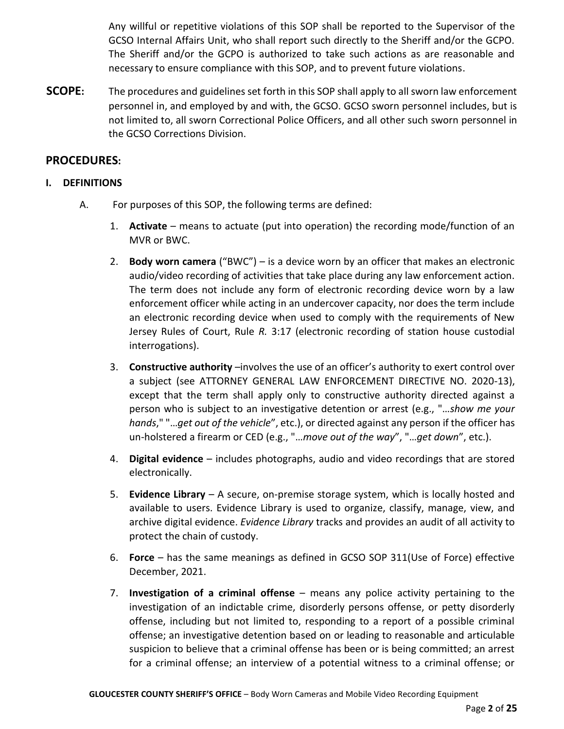Any willful or repetitive violations of this SOP shall be reported to the Supervisor of the GCSO Internal Affairs Unit, who shall report such directly to the Sheriff and/or the GCPO. The Sheriff and/or the GCPO is authorized to take such actions as are reasonable and necessary to ensure compliance with this SOP, and to prevent future violations.

**SCOPE:** The procedures and guidelines set forth in this SOP shall apply to all sworn law enforcement personnel in, and employed by and with, the GCSO. GCSO sworn personnel includes, but is not limited to, all sworn Correctional Police Officers, and all other such sworn personnel in the GCSO Corrections Division.

## PROCEDURES:

### I. DEFINITIONS

A. For purposes of this SOP, the following terms are defined:

1. **Activate** – means to actuate (put into operation) the recording mode/function of an MVR or BWC.

2. **Body worn camera** ("BWC") – is a device worn by an officer that makes an electronic audio/video recording of activities that take place during any law enforcement action. The term does not include any form of electronic recording device worn by a law enforcement officer while acting in an undercover capacity, nor does the term include an electronic recording device when used to comply with the requirements of New Jersey Rules of Court, Rule *R.* 3:17 (electronic recording of station house custodial interrogations).

3. **Constructive authority** –involves the use of an officer's authority to exert control over a subject (see ATTORNEY GENERAL LAW ENFORCEMENT DIRECTIVE NO. 2020-13), except that the term shall apply only to constructive authority directed against a person who is subject to an investigative detention or arrest (e.g., "…*show me your hands*," "…*get out of the vehicle*", etc.), or directed against any person if the officer has un-holstered a firearm or CED (e.g., "…*move out of the way*", "…*get down*", etc.).

4. **Digital evidence** – includes photographs, audio and video recordings that are stored electronically.

5. **Evidence Library** – A secure, on-premise storage system, which is locally hosted and available to users. Evidence Library is used to organize, classify, manage, view, and archive digital evidence. *Evidence Library* tracks and provides an audit of all activity to protect the chain of custody.

6. **Force** – has the same meanings as defined in GCSO SOP 311(Use of Force) effective December, 2021.

7. **Investigation of a criminal offense** – means any police activity pertaining to the investigation of an indictable crime, disorderly persons offense, or petty disorderly offense, including but not limited to, responding to a report of a possible criminal offense; an investigative detention based on or leading to reasonable and articulable suspicion to believe that a criminal offense has been or is being committed; an arrest for a criminal offense; an interview of a potential witness to a criminal offense; or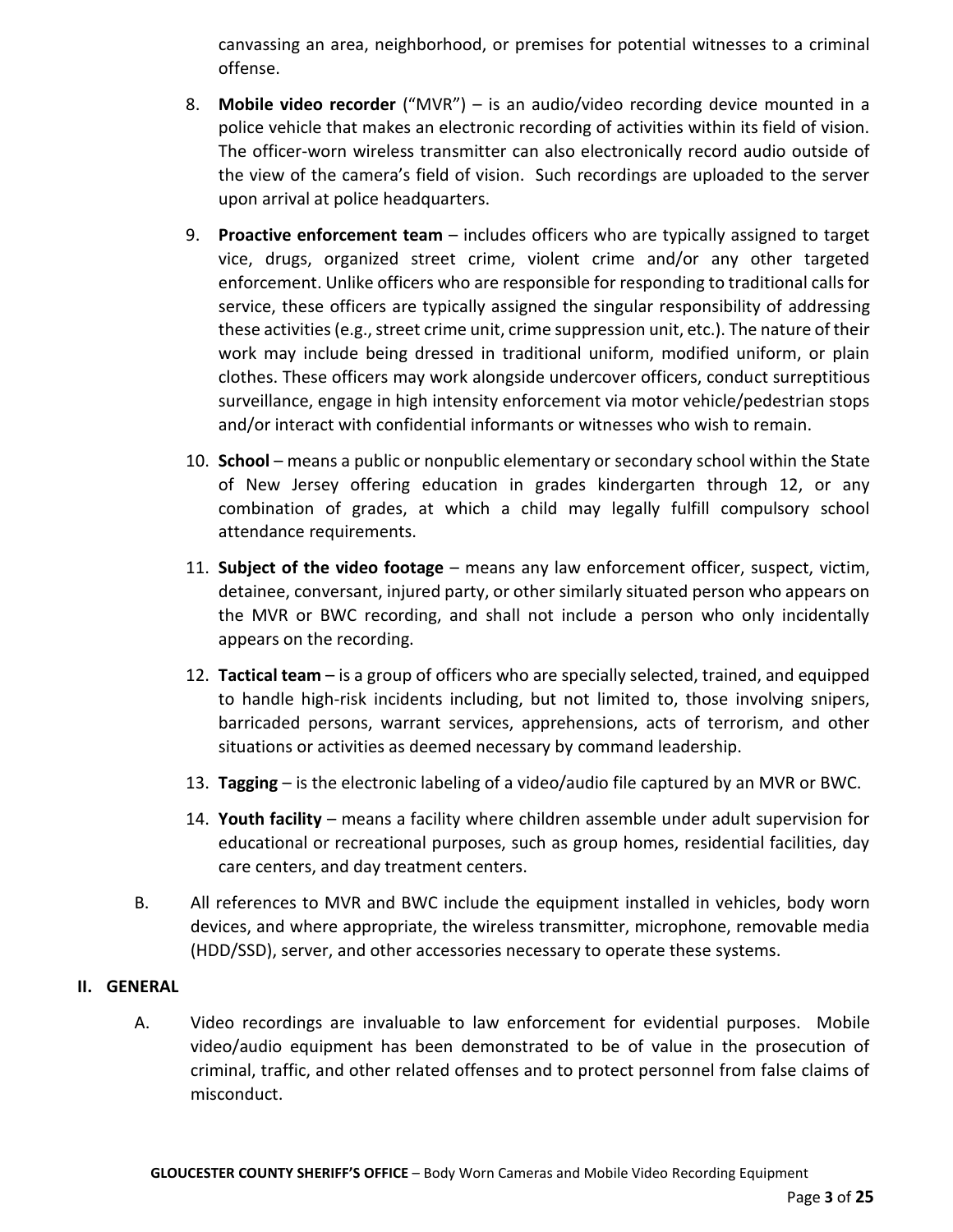canvassing an area, neighborhood, or premises for potential witnesses to a criminal offense.

8. **Mobile video recorder** ("MVR") – is an audio/video recording device mounted in a police vehicle that makes an electronic recording of activities within its field of vision. The officer-worn wireless transmitter can also electronically record audio outside of the view of the camera's field of vision. Such recordings are uploaded to the server upon arrival at police headquarters.

9. **Proactive enforcement team** – includes officers who are typically assigned to target vice, drugs, organized street crime, violent crime and/or any other targeted enforcement. Unlike officers who are responsible for responding to traditional calls for service, these officers are typically assigned the singular responsibility of addressing these activities (e.g., street crime unit, crime suppression unit, etc.). The nature of their work may include being dressed in traditional uniform, modified uniform, or plain clothes. These officers may work alongside undercover officers, conduct surreptitious surveillance, engage in high intensity enforcement via motor vehicle/pedestrian stops and/or interact with confidential informants or witnesses who wish to remain.

10. **School** – means a public or nonpublic elementary or secondary school within the State of New Jersey offering education in grades kindergarten through 12, or any combination of grades, at which a child may legally fulfill compulsory school attendance requirements.

11. **Subject of the video footage** – means any law enforcement officer, suspect, victim, detainee, conversant, injured party, or other similarly situated person who appears on the MVR or BWC recording, and shall not include a person who only incidentally appears on the recording.

12. **Tactical team** – is a group of officers who are specially selected, trained, and equipped to handle high-risk incidents including, but not limited to, those involving snipers, barricaded persons, warrant services, apprehensions, acts of terrorism, and other situations or activities as deemed necessary by command leadership.

13. **Tagging** – is the electronic labeling of a video/audio file captured by an MVR or BWC.

14. **Youth facility** – means a facility where children assemble under adult supervision for educational or recreational purposes, such as group homes, residential facilities, day care centers, and day treatment centers.

B. All references to MVR and BWC include the equipment installed in vehicles, body worn devices, and where appropriate, the wireless transmitter, microphone, removable media (HDD/SSD), server, and other accessories necessary to operate these systems.

## II. GENERAL

A. Video recordings are invaluable to law enforcement for evidential purposes. Mobile video/audio equipment has been demonstrated to be of value in the prosecution of criminal, traffic, and other related offenses and to protect personnel from false claims of misconduct.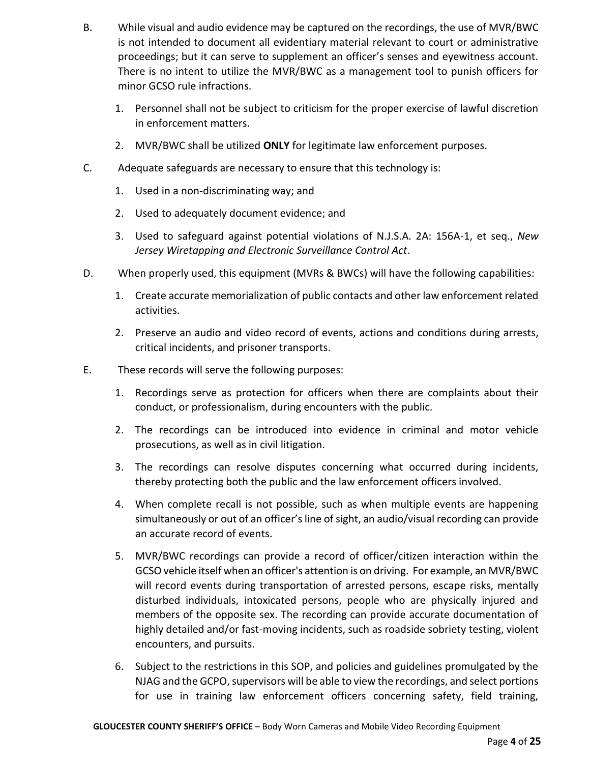B. While visual and audio evidence may be captured on the recordings, the use of MVR/BWC is not intended to document all evidentiary material relevant to court or administrative proceedings; but it can serve to supplement an officer's senses and eyewitness account. There is no intent to utilize the MVR/BWC as a management tool to punish officers for minor GCSO rule infractions.

   1. Personnel shall not be subject to criticism for the proper exercise of lawful discretion in enforcement matters.
   2. MVR/BWC shall be utilized **ONLY** for legitimate law enforcement purposes.

C. Adequate safeguards are necessary to ensure that this technology is:

   1. Used in a non-discriminating way; and
   2. Used to adequately document evidence; and
   3. Used to safeguard against potential violations of N.J.S.A. 2A: 156A-1, et seq., *New Jersey Wiretapping and Electronic Surveillance Control Act*.

D. When properly used, this equipment (MVRs & BWCs) will have the following capabilities:

   1. Create accurate memorialization of public contacts and other law enforcement related activities.
   2. Preserve an audio and video record of events, actions and conditions during arrests, critical incidents, and prisoner transports.

E. These records will serve the following purposes:

   1. Recordings serve as protection for officers when there are complaints about their conduct, or professionalism, during encounters with the public.
   2. The recordings can be introduced into evidence in criminal and motor vehicle prosecutions, as well as in civil litigation.
   3. The recordings can resolve disputes concerning what occurred during incidents, thereby protecting both the public and the law enforcement officers involved.
   4. When complete recall is not possible, such as when multiple events are happening simultaneously or out of an officer's line of sight, an audio/visual recording can provide an accurate record of events.
   5. MVR/BWC recordings can provide a record of officer/citizen interaction within the GCSO vehicle itself when an officer's attention is on driving. For example, an MVR/BWC will record events during transportation of arrested persons, escape risks, mentally disturbed individuals, intoxicated persons, people who are physically injured and members of the opposite sex. The recording can provide accurate documentation of highly detailed and/or fast-moving incidents, such as roadside sobriety testing, violent encounters, and pursuits.
   6. Subject to the restrictions in this SOP, and policies and guidelines promulgated by the NJAG and the GCPO, supervisors will be able to view the recordings, and select portions for use in training law enforcement officers concerning safety, field training,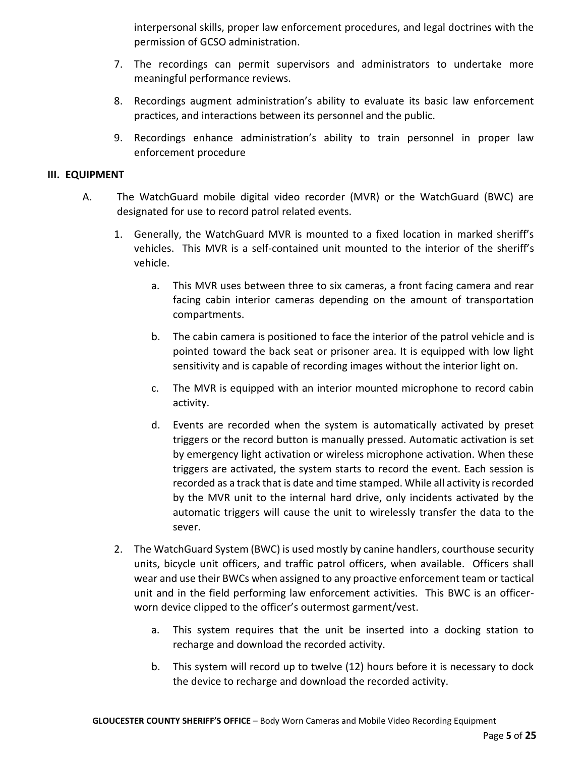interpersonal skills, proper law enforcement procedures, and legal doctrines with the permission of GCSO administration.

7. The recordings can permit supervisors and administrators to undertake more meaningful performance reviews.
8. Recordings augment administration's ability to evaluate its basic law enforcement practices, and interactions between its personnel and the public.
9. Recordings enhance administration's ability to train personnel in proper law enforcement procedure

## III. EQUIPMENT

A. The WatchGuard mobile digital video recorder (MVR) or the WatchGuard (BWC) are designated for use to record patrol related events.

1. Generally, the WatchGuard MVR is mounted to a fixed location in marked sheriff's vehicles. This MVR is a self-contained unit mounted to the interior of the sheriff's vehicle.

   a. This MVR uses between three to six cameras, a front facing camera and rear facing cabin interior cameras depending on the amount of transportation compartments.

   b. The cabin camera is positioned to face the interior of the patrol vehicle and is pointed toward the back seat or prisoner area. It is equipped with low light sensitivity and is capable of recording images without the interior light on.

   c. The MVR is equipped with an interior mounted microphone to record cabin activity.

   d. Events are recorded when the system is automatically activated by preset triggers or the record button is manually pressed. Automatic activation is set by emergency light activation or wireless microphone activation. When these triggers are activated, the system starts to record the event. Each session is recorded as a track that is date and time stamped. While all activity is recorded by the MVR unit to the internal hard drive, only incidents activated by the automatic triggers will cause the unit to wirelessly transfer the data to the sever.

2. The WatchGuard System (BWC) is used mostly by canine handlers, courthouse security units, bicycle unit officers, and traffic patrol officers, when available. Officers shall wear and use their BWCs when assigned to any proactive enforcement team or tactical unit and in the field performing law enforcement activities. This BWC is an officer-worn device clipped to the officer's outermost garment/vest.

   a. This system requires that the unit be inserted into a docking station to recharge and download the recorded activity.

   b. This system will record up to twelve (12) hours before it is necessary to dock the device to recharge and download the recorded activity.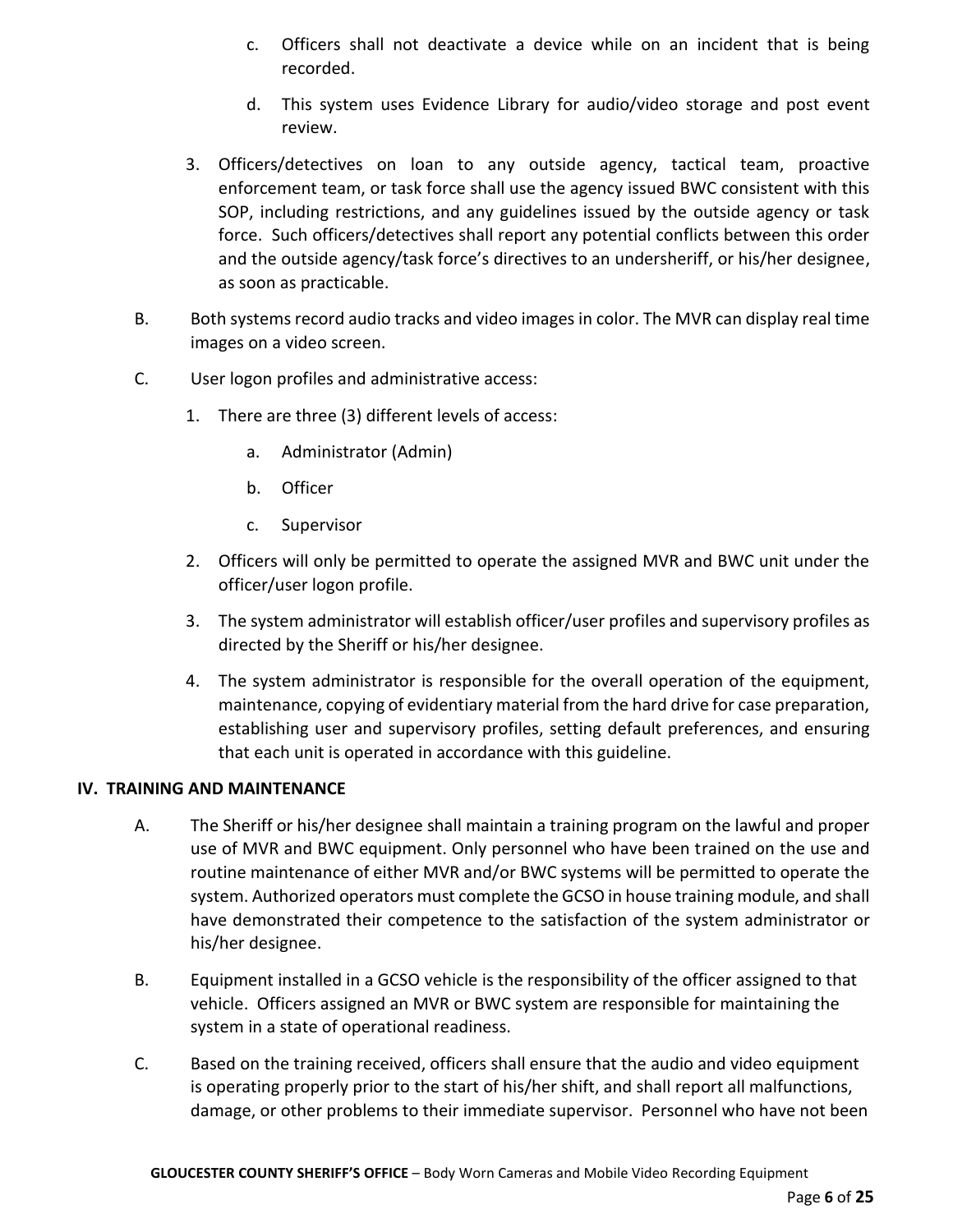c. Officers shall not deactivate a device while on an incident that is being recorded.

d. This system uses Evidence Library for audio/video storage and post event review.

3. Officers/detectives on loan to any outside agency, tactical team, proactive enforcement team, or task force shall use the agency issued BWC consistent with this SOP, including restrictions, and any guidelines issued by the outside agency or task force. Such officers/detectives shall report any potential conflicts between this order and the outside agency/task force's directives to an undersheriff, or his/her designee, as soon as practicable.

B. Both systems record audio tracks and video images in color. The MVR can display real time images on a video screen.

C. User logon profiles and administrative access:

1. There are three (3) different levels of access:

   a. Administrator (Admin)

   b. Officer

   c. Supervisor

2. Officers will only be permitted to operate the assigned MVR and BWC unit under the officer/user logon profile.

3. The system administrator will establish officer/user profiles and supervisory profiles as directed by the Sheriff or his/her designee.

4. The system administrator is responsible for the overall operation of the equipment, maintenance, copying of evidentiary material from the hard drive for case preparation, establishing user and supervisory profiles, setting default preferences, and ensuring that each unit is operated in accordance with this guideline.

## IV. TRAINING AND MAINTENANCE

A. The Sheriff or his/her designee shall maintain a training program on the lawful and proper use of MVR and BWC equipment. Only personnel who have been trained on the use and routine maintenance of either MVR and/or BWC systems will be permitted to operate the system. Authorized operators must complete the GCSO in house training module, and shall have demonstrated their competence to the satisfaction of the system administrator or his/her designee.

B. Equipment installed in a GCSO vehicle is the responsibility of the officer assigned to that vehicle. Officers assigned an MVR or BWC system are responsible for maintaining the system in a state of operational readiness.

C. Based on the training received, officers shall ensure that the audio and video equipment is operating properly prior to the start of his/her shift, and shall report all malfunctions, damage, or other problems to their immediate supervisor. Personnel who have not been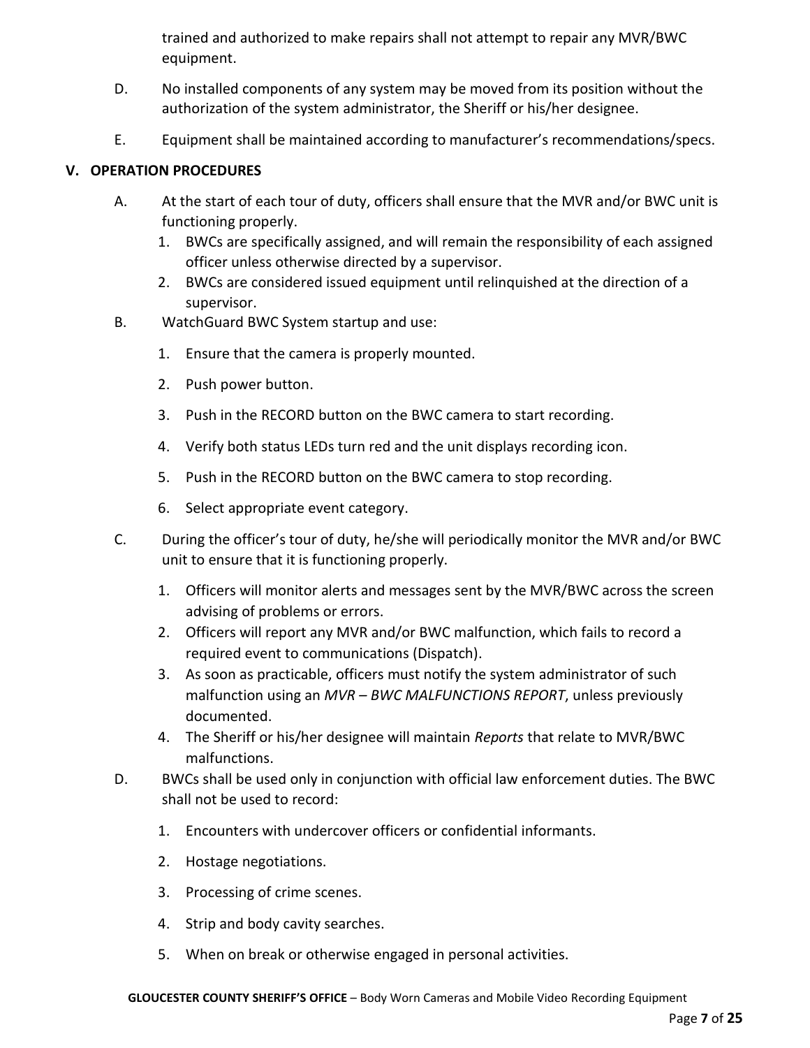trained and authorized to make repairs shall not attempt to repair any MVR/BWC equipment.

D. No installed components of any system may be moved from its position without the authorization of the system administrator, the Sheriff or his/her designee.

E. Equipment shall be maintained according to manufacturer's recommendations/specs.

## V. OPERATION PROCEDURES

A. At the start of each tour of duty, officers shall ensure that the MVR and/or BWC unit is functioning properly.

1. BWCs are specifically assigned, and will remain the responsibility of each assigned officer unless otherwise directed by a supervisor.
2. BWCs are considered issued equipment until relinquished at the direction of a supervisor.

B. WatchGuard BWC System startup and use:

1. Ensure that the camera is properly mounted.
2. Push power button.
3. Push in the RECORD button on the BWC camera to start recording.
4. Verify both status LEDs turn red and the unit displays recording icon.
5. Push in the RECORD button on the BWC camera to stop recording.
6. Select appropriate event category.

C. During the officer's tour of duty, he/she will periodically monitor the MVR and/or BWC unit to ensure that it is functioning properly.

1. Officers will monitor alerts and messages sent by the MVR/BWC across the screen advising of problems or errors.
2. Officers will report any MVR and/or BWC malfunction, which fails to record a required event to communications (Dispatch).
3. As soon as practicable, officers must notify the system administrator of such malfunction using an *MVR – BWC MALFUNCTIONS REPORT*, unless previously documented.
4. The Sheriff or his/her designee will maintain *Reports* that relate to MVR/BWC malfunctions.

D. BWCs shall be used only in conjunction with official law enforcement duties. The BWC shall not be used to record:

1. Encounters with undercover officers or confidential informants.
2. Hostage negotiations.
3. Processing of crime scenes.
4. Strip and body cavity searches.
5. When on break or otherwise engaged in personal activities.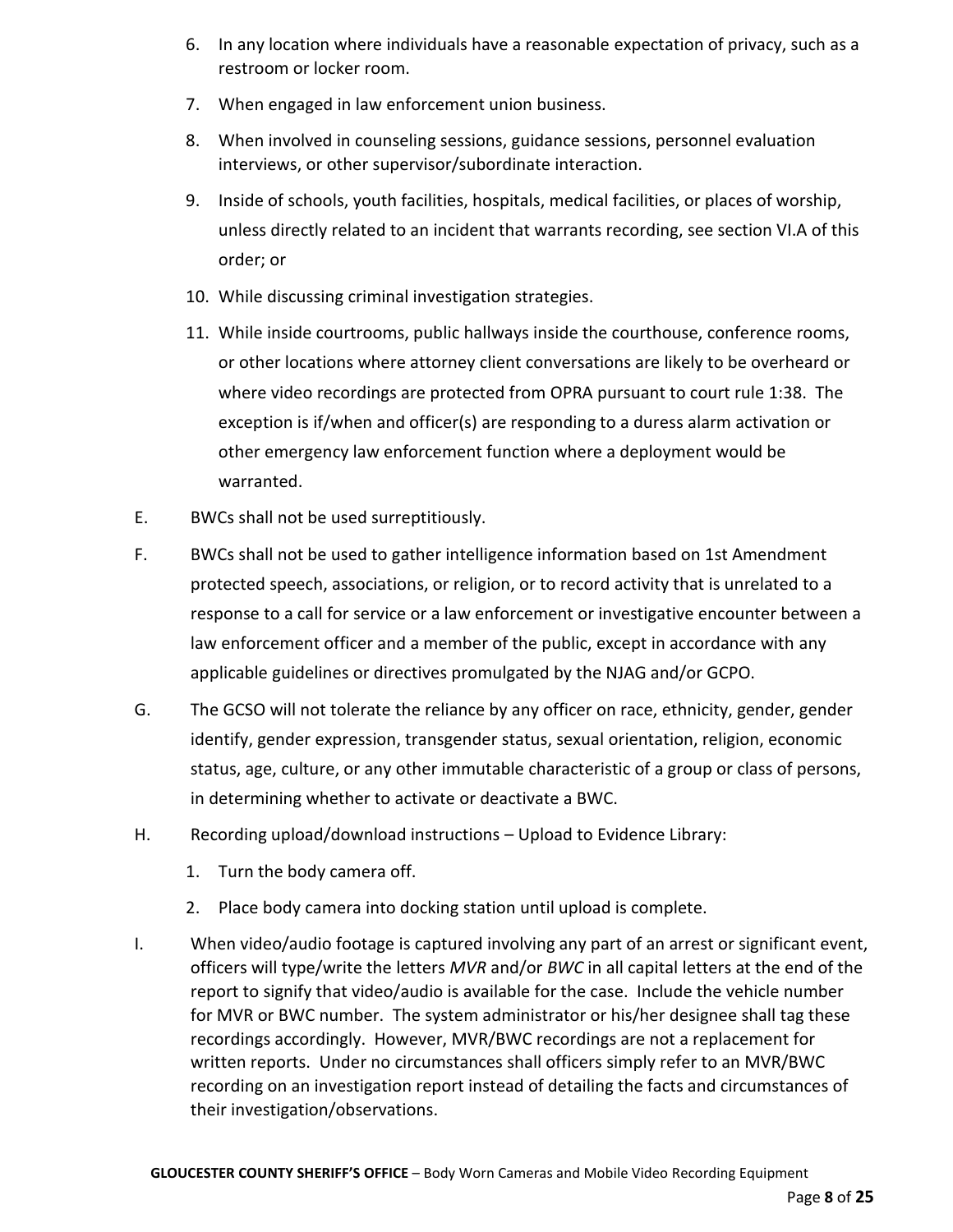6. In any location where individuals have a reasonable expectation of privacy, such as a restroom or locker room.
7. When engaged in law enforcement union business.
8. When involved in counseling sessions, guidance sessions, personnel evaluation interviews, or other supervisor/subordinate interaction.
9. Inside of schools, youth facilities, hospitals, medical facilities, or places of worship, unless directly related to an incident that warrants recording, see section VI.A of this order; or
10. While discussing criminal investigation strategies.
11. While inside courtrooms, public hallways inside the courthouse, conference rooms, or other locations where attorney client conversations are likely to be overheard or where video recordings are protected from OPRA pursuant to court rule 1:38. The exception is if/when and officer(s) are responding to a duress alarm activation or other emergency law enforcement function where a deployment would be warranted.

E. BWCs shall not be used surreptitiously.

F. BWCs shall not be used to gather intelligence information based on 1st Amendment protected speech, associations, or religion, or to record activity that is unrelated to a response to a call for service or a law enforcement or investigative encounter between a law enforcement officer and a member of the public, except in accordance with any applicable guidelines or directives promulgated by the NJAG and/or GCPO.

G. The GCSO will not tolerate the reliance by any officer on race, ethnicity, gender, gender identify, gender expression, transgender status, sexual orientation, religion, economic status, age, culture, or any other immutable characteristic of a group or class of persons, in determining whether to activate or deactivate a BWC.

H. Recording upload/download instructions – Upload to Evidence Library:

1. Turn the body camera off.
2. Place body camera into docking station until upload is complete.

I. When video/audio footage is captured involving any part of an arrest or significant event, officers will type/write the letters *MVR* and/or *BWC* in all capital letters at the end of the report to signify that video/audio is available for the case. Include the vehicle number for MVR or BWC number. The system administrator or his/her designee shall tag these recordings accordingly. However, MVR/BWC recordings are not a replacement for written reports. Under no circumstances shall officers simply refer to an MVR/BWC recording on an investigation report instead of detailing the facts and circumstances of their investigation/observations.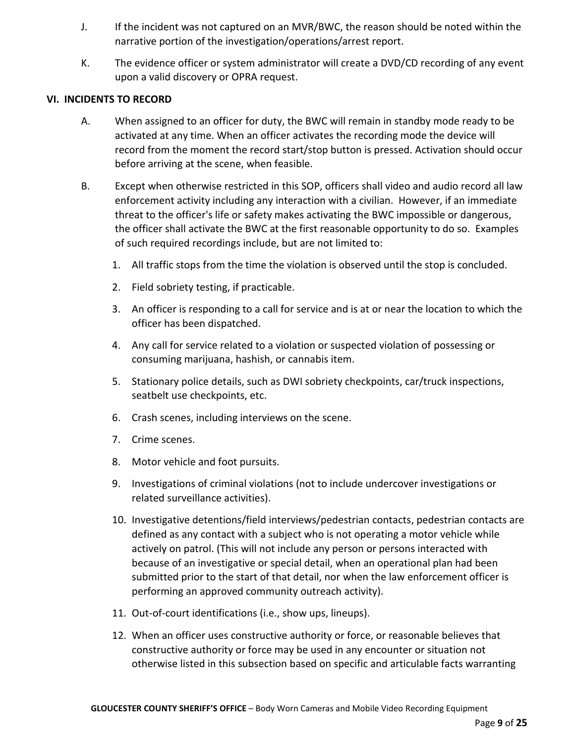J. If the incident was not captured on an MVR/BWC, the reason should be noted within the narrative portion of the investigation/operations/arrest report.

K. The evidence officer or system administrator will create a DVD/CD recording of any event upon a valid discovery or OPRA request.

## VI. INCIDENTS TO RECORD

A. When assigned to an officer for duty, the BWC will remain in standby mode ready to be activated at any time. When an officer activates the recording mode the device will record from the moment the record start/stop button is pressed. Activation should occur before arriving at the scene, when feasible.

B. Except when otherwise restricted in this SOP, officers shall video and audio record all law enforcement activity including any interaction with a civilian. However, if an immediate threat to the officer's life or safety makes activating the BWC impossible or dangerous, the officer shall activate the BWC at the first reasonable opportunity to do so. Examples of such required recordings include, but are not limited to:

1. All traffic stops from the time the violation is observed until the stop is concluded.
2. Field sobriety testing, if practicable.
3. An officer is responding to a call for service and is at or near the location to which the officer has been dispatched.
4. Any call for service related to a violation or suspected violation of possessing or consuming marijuana, hashish, or cannabis item.
5. Stationary police details, such as DWI sobriety checkpoints, car/truck inspections, seatbelt use checkpoints, etc.
6. Crash scenes, including interviews on the scene.
7. Crime scenes.
8. Motor vehicle and foot pursuits.
9. Investigations of criminal violations (not to include undercover investigations or related surveillance activities).
10. Investigative detentions/field interviews/pedestrian contacts, pedestrian contacts are defined as any contact with a subject who is not operating a motor vehicle while actively on patrol. (This will not include any person or persons interacted with because of an investigative or special detail, when an operational plan had been submitted prior to the start of that detail, nor when the law enforcement officer is performing an approved community outreach activity).
11. Out-of-court identifications (i.e., show ups, lineups).
12. When an officer uses constructive authority or force, or reasonable believes that constructive authority or force may be used in any encounter or situation not otherwise listed in this subsection based on specific and articulable facts warranting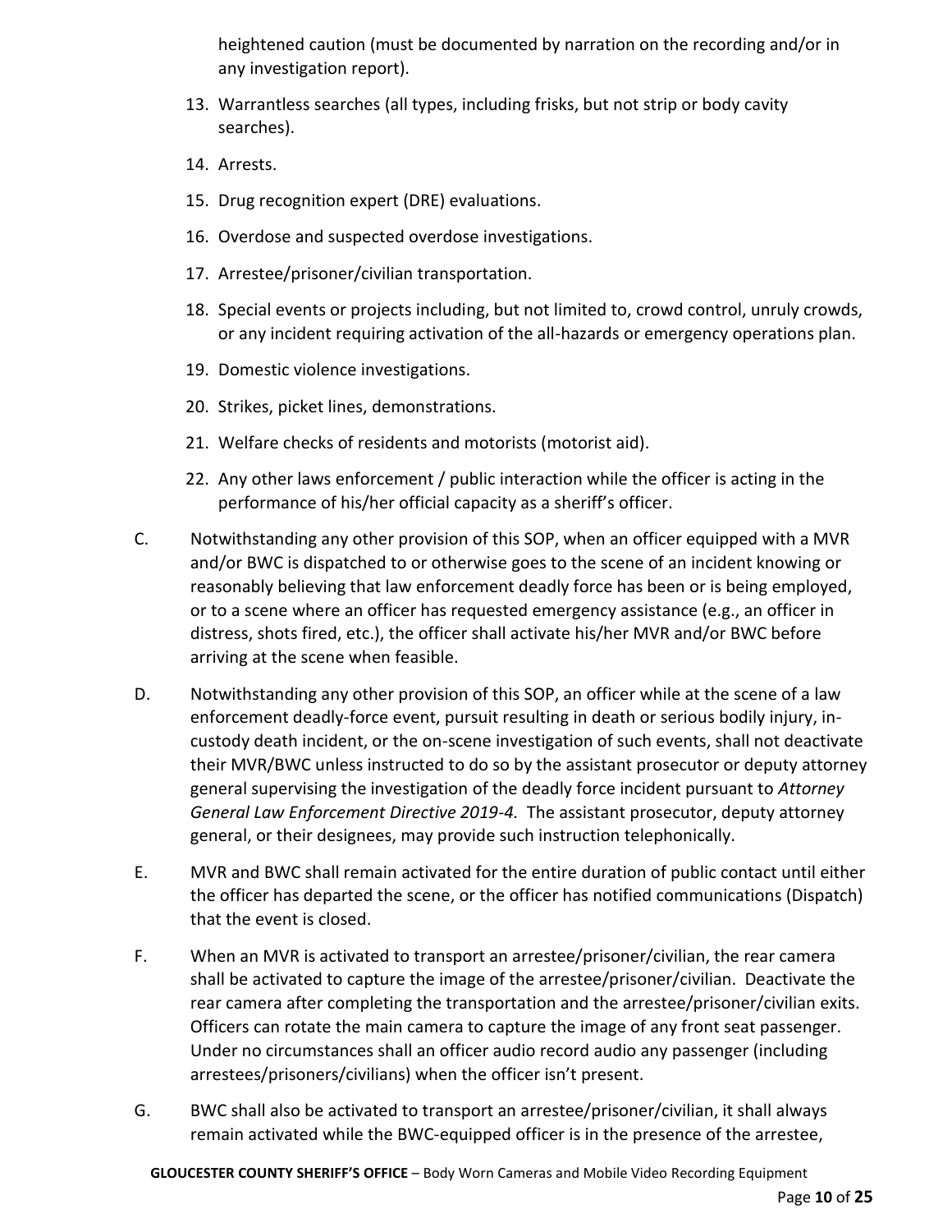heightened caution (must be documented by narration on the recording and/or in any investigation report).

13. Warrantless searches (all types, including frisks, but not strip or body cavity searches).

14. Arrests.

15. Drug recognition expert (DRE) evaluations.

16. Overdose and suspected overdose investigations.

17. Arrestee/prisoner/civilian transportation.

18. Special events or projects including, but not limited to, crowd control, unruly crowds, or any incident requiring activation of the all-hazards or emergency operations plan.

19. Domestic violence investigations.

20. Strikes, picket lines, demonstrations.

21. Welfare checks of residents and motorists (motorist aid).

22. Any other laws enforcement / public interaction while the officer is acting in the performance of his/her official capacity as a sheriff's officer.

C. Notwithstanding any other provision of this SOP, when an officer equipped with a MVR and/or BWC is dispatched to or otherwise goes to the scene of an incident knowing or reasonably believing that law enforcement deadly force has been or is being employed, or to a scene where an officer has requested emergency assistance (e.g., an officer in distress, shots fired, etc.), the officer shall activate his/her MVR and/or BWC before arriving at the scene when feasible.

D. Notwithstanding any other provision of this SOP, an officer while at the scene of a law enforcement deadly-force event, pursuit resulting in death or serious bodily injury, in-custody death incident, or the on-scene investigation of such events, shall not deactivate their MVR/BWC unless instructed to do so by the assistant prosecutor or deputy attorney general supervising the investigation of the deadly force incident pursuant to *Attorney General Law Enforcement Directive 2019-4.* The assistant prosecutor, deputy attorney general, or their designees, may provide such instruction telephonically.

E. MVR and BWC shall remain activated for the entire duration of public contact until either the officer has departed the scene, or the officer has notified communications (Dispatch) that the event is closed.

F. When an MVR is activated to transport an arrestee/prisoner/civilian, the rear camera shall be activated to capture the image of the arrestee/prisoner/civilian. Deactivate the rear camera after completing the transportation and the arrestee/prisoner/civilian exits. Officers can rotate the main camera to capture the image of any front seat passenger. Under no circumstances shall an officer audio record audio any passenger (including arrestees/prisoners/civilians) when the officer isn't present.

G. BWC shall also be activated to transport an arrestee/prisoner/civilian, it shall always remain activated while the BWC-equipped officer is in the presence of the arrestee,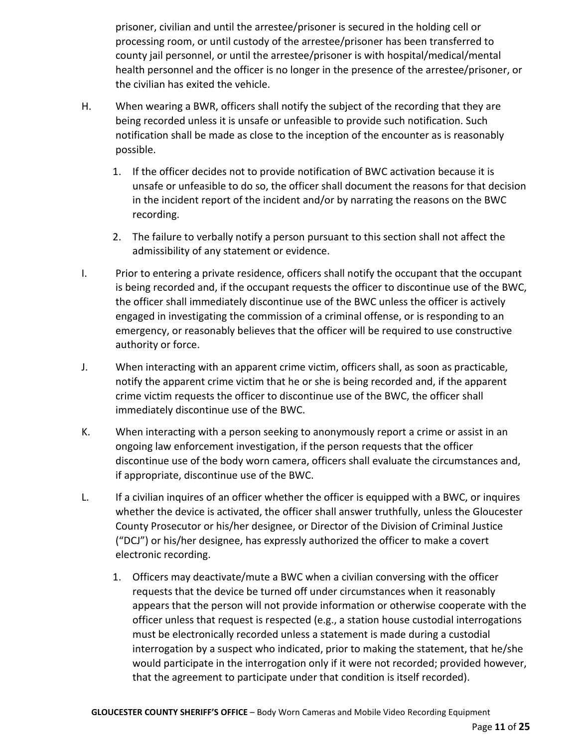prisoner, civilian and until the arrestee/prisoner is secured in the holding cell or processing room, or until custody of the arrestee/prisoner has been transferred to county jail personnel, or until the arrestee/prisoner is with hospital/medical/mental health personnel and the officer is no longer in the presence of the arrestee/prisoner, or the civilian has exited the vehicle.

H. When wearing a BWR, officers shall notify the subject of the recording that they are being recorded unless it is unsafe or unfeasible to provide such notification. Such notification shall be made as close to the inception of the encounter as is reasonably possible.

   1. If the officer decides not to provide notification of BWC activation because it is unsafe or unfeasible to do so, the officer shall document the reasons for that decision in the incident report of the incident and/or by narrating the reasons on the BWC recording.

   2. The failure to verbally notify a person pursuant to this section shall not affect the admissibility of any statement or evidence.

I. Prior to entering a private residence, officers shall notify the occupant that the occupant is being recorded and, if the occupant requests the officer to discontinue use of the BWC, the officer shall immediately discontinue use of the BWC unless the officer is actively engaged in investigating the commission of a criminal offense, or is responding to an emergency, or reasonably believes that the officer will be required to use constructive authority or force.

J. When interacting with an apparent crime victim, officers shall, as soon as practicable, notify the apparent crime victim that he or she is being recorded and, if the apparent crime victim requests the officer to discontinue use of the BWC, the officer shall immediately discontinue use of the BWC.

K. When interacting with a person seeking to anonymously report a crime or assist in an ongoing law enforcement investigation, if the person requests that the officer discontinue use of the body worn camera, officers shall evaluate the circumstances and, if appropriate, discontinue use of the BWC.

L. If a civilian inquires of an officer whether the officer is equipped with a BWC, or inquires whether the device is activated, the officer shall answer truthfully, unless the Gloucester County Prosecutor or his/her designee, or Director of the Division of Criminal Justice ("DCJ") or his/her designee, has expressly authorized the officer to make a covert electronic recording.

   1. Officers may deactivate/mute a BWC when a civilian conversing with the officer requests that the device be turned off under circumstances when it reasonably appears that the person will not provide information or otherwise cooperate with the officer unless that request is respected (e.g., a station house custodial interrogations must be electronically recorded unless a statement is made during a custodial interrogation by a suspect who indicated, prior to making the statement, that he/she would participate in the interrogation only if it were not recorded; provided however, that the agreement to participate under that condition is itself recorded).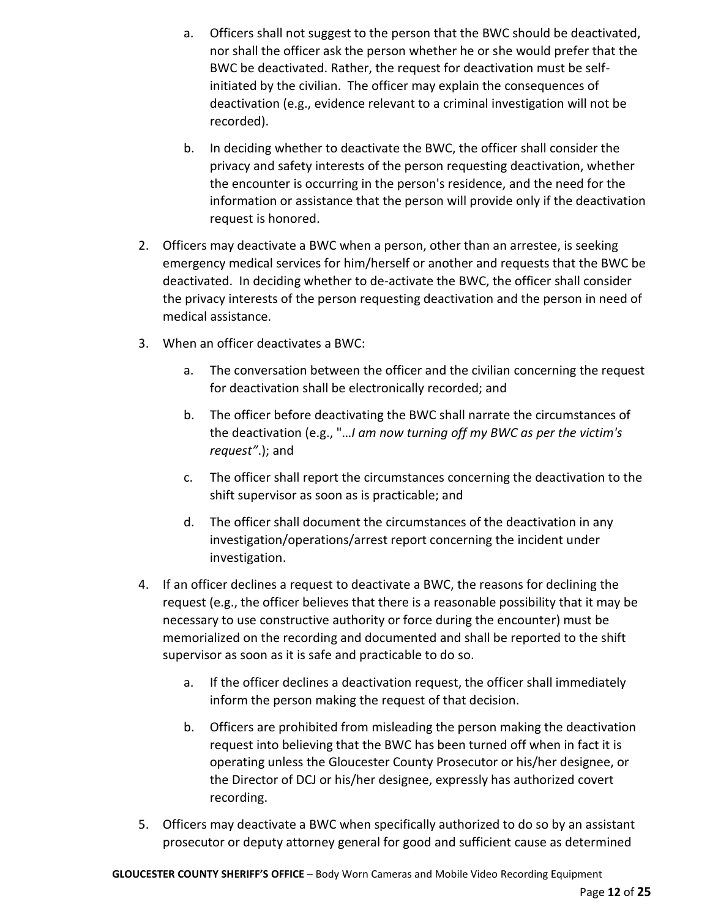a. Officers shall not suggest to the person that the BWC should be deactivated, nor shall the officer ask the person whether he or she would prefer that the BWC be deactivated. Rather, the request for deactivation must be self-initiated by the civilian. The officer may explain the consequences of deactivation (e.g., evidence relevant to a criminal investigation will not be recorded).

   b. In deciding whether to deactivate the BWC, the officer shall consider the privacy and safety interests of the person requesting deactivation, whether the encounter is occurring in the person's residence, and the need for the information or assistance that the person will provide only if the deactivation request is honored.

2. Officers may deactivate a BWC when a person, other than an arrestee, is seeking emergency medical services for him/herself or another and requests that the BWC be deactivated. In deciding whether to de-activate the BWC, the officer shall consider the privacy interests of the person requesting deactivation and the person in need of medical assistance.

3. When an officer deactivates a BWC:

   a. The conversation between the officer and the civilian concerning the request for deactivation shall be electronically recorded; and

   b. The officer before deactivating the BWC shall narrate the circumstances of the deactivation (e.g., "*…I am now turning off my BWC as per the victim's request"*.); and

   c. The officer shall report the circumstances concerning the deactivation to the shift supervisor as soon as is practicable; and

   d. The officer shall document the circumstances of the deactivation in any investigation/operations/arrest report concerning the incident under investigation.

4. If an officer declines a request to deactivate a BWC, the reasons for declining the request (e.g., the officer believes that there is a reasonable possibility that it may be necessary to use constructive authority or force during the encounter) must be memorialized on the recording and documented and shall be reported to the shift supervisor as soon as it is safe and practicable to do so.

   a. If the officer declines a deactivation request, the officer shall immediately inform the person making the request of that decision.

   b. Officers are prohibited from misleading the person making the deactivation request into believing that the BWC has been turned off when in fact it is operating unless the Gloucester County Prosecutor or his/her designee, or the Director of DCJ or his/her designee, expressly has authorized covert recording.

5. Officers may deactivate a BWC when specifically authorized to do so by an assistant prosecutor or deputy attorney general for good and sufficient cause as determined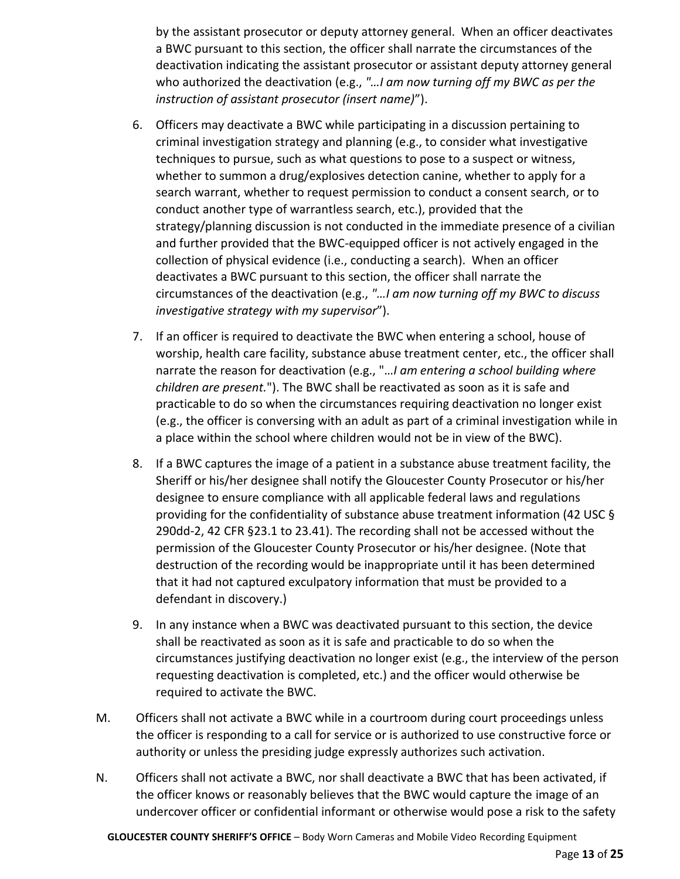by the assistant prosecutor or deputy attorney general. When an officer deactivates a BWC pursuant to this section, the officer shall narrate the circumstances of the deactivation indicating the assistant prosecutor or assistant deputy attorney general who authorized the deactivation (e.g., *"…I am now turning off my BWC as per the instruction of assistant prosecutor (insert name)*").

6. Officers may deactivate a BWC while participating in a discussion pertaining to criminal investigation strategy and planning (e.g., to consider what investigative techniques to pursue, such as what questions to pose to a suspect or witness, whether to summon a drug/explosives detection canine, whether to apply for a search warrant, whether to request permission to conduct a consent search, or to conduct another type of warrantless search, etc.), provided that the strategy/planning discussion is not conducted in the immediate presence of a civilian and further provided that the BWC-equipped officer is not actively engaged in the collection of physical evidence (i.e., conducting a search). When an officer deactivates a BWC pursuant to this section, the officer shall narrate the circumstances of the deactivation (e.g., *"…I am now turning off my BWC to discuss investigative strategy with my supervisor*").

7. If an officer is required to deactivate the BWC when entering a school, house of worship, health care facility, substance abuse treatment center, etc., the officer shall narrate the reason for deactivation (e.g., "…*I am entering a school building where children are present.*"). The BWC shall be reactivated as soon as it is safe and practicable to do so when the circumstances requiring deactivation no longer exist (e.g., the officer is conversing with an adult as part of a criminal investigation while in a place within the school where children would not be in view of the BWC).

8. If a BWC captures the image of a patient in a substance abuse treatment facility, the Sheriff or his/her designee shall notify the Gloucester County Prosecutor or his/her designee to ensure compliance with all applicable federal laws and regulations providing for the confidentiality of substance abuse treatment information (42 USC § 290dd-2, 42 CFR §23.1 to 23.41). The recording shall not be accessed without the permission of the Gloucester County Prosecutor or his/her designee. (Note that destruction of the recording would be inappropriate until it has been determined that it had not captured exculpatory information that must be provided to a defendant in discovery.)

9. In any instance when a BWC was deactivated pursuant to this section, the device shall be reactivated as soon as it is safe and practicable to do so when the circumstances justifying deactivation no longer exist (e.g., the interview of the person requesting deactivation is completed, etc.) and the officer would otherwise be required to activate the BWC.

M. Officers shall not activate a BWC while in a courtroom during court proceedings unless the officer is responding to a call for service or is authorized to use constructive force or authority or unless the presiding judge expressly authorizes such activation.

N. Officers shall not activate a BWC, nor shall deactivate a BWC that has been activated, if the officer knows or reasonably believes that the BWC would capture the image of an undercover officer or confidential informant or otherwise would pose a risk to the safety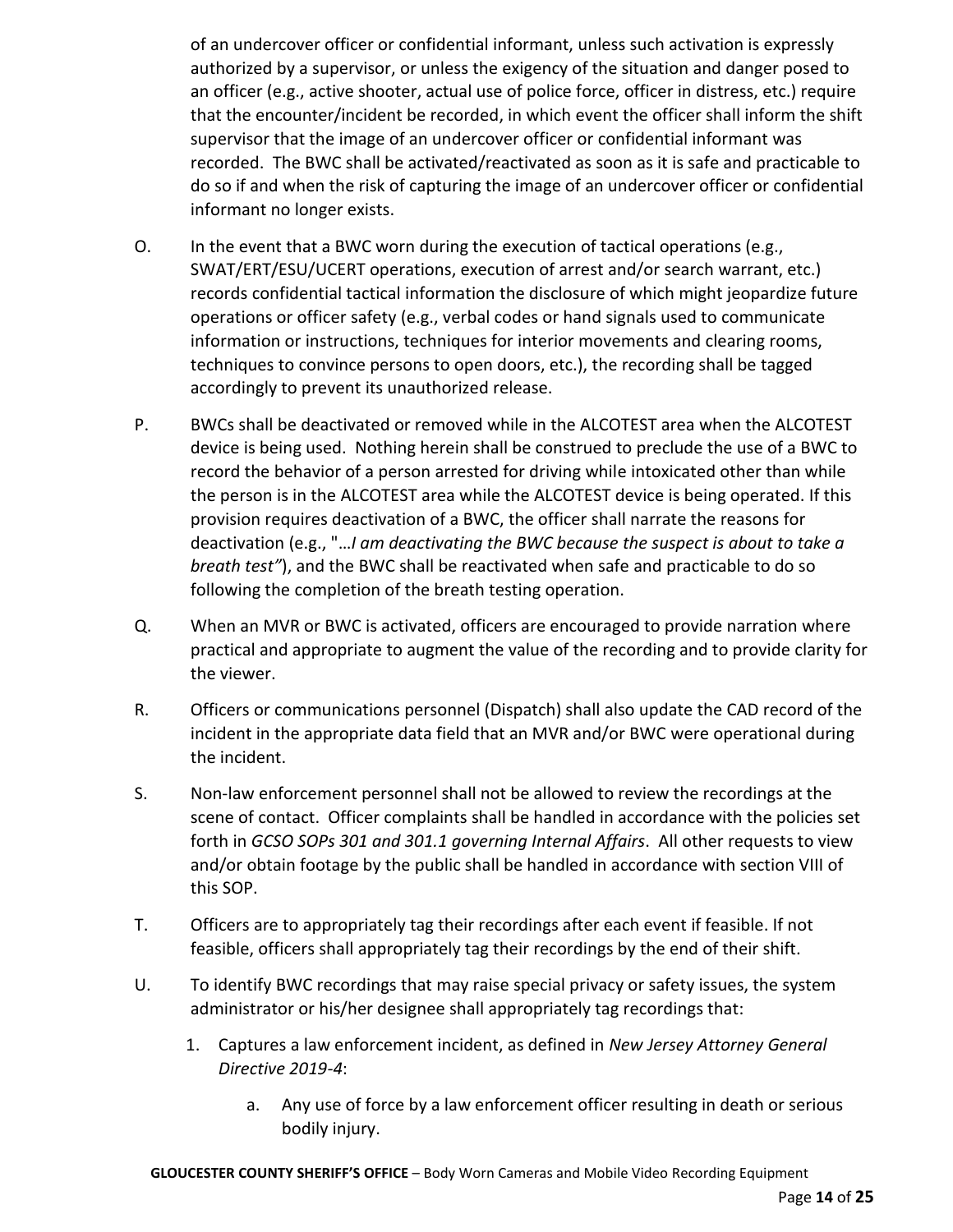of an undercover officer or confidential informant, unless such activation is expressly authorized by a supervisor, or unless the exigency of the situation and danger posed to an officer (e.g., active shooter, actual use of police force, officer in distress, etc.) require that the encounter/incident be recorded, in which event the officer shall inform the shift supervisor that the image of an undercover officer or confidential informant was recorded. The BWC shall be activated/reactivated as soon as it is safe and practicable to do so if and when the risk of capturing the image of an undercover officer or confidential informant no longer exists.

O. In the event that a BWC worn during the execution of tactical operations (e.g., SWAT/ERT/ESU/UCERT operations, execution of arrest and/or search warrant, etc.) records confidential tactical information the disclosure of which might jeopardize future operations or officer safety (e.g., verbal codes or hand signals used to communicate information or instructions, techniques for interior movements and clearing rooms, techniques to convince persons to open doors, etc.), the recording shall be tagged accordingly to prevent its unauthorized release.

P. BWCs shall be deactivated or removed while in the ALCOTEST area when the ALCOTEST device is being used. Nothing herein shall be construed to preclude the use of a BWC to record the behavior of a person arrested for driving while intoxicated other than while the person is in the ALCOTEST area while the ALCOTEST device is being operated. If this provision requires deactivation of a BWC, the officer shall narrate the reasons for deactivation (e.g., "…*I am deactivating the BWC because the suspect is about to take a breath test"*), and the BWC shall be reactivated when safe and practicable to do so following the completion of the breath testing operation.

Q. When an MVR or BWC is activated, officers are encouraged to provide narration where practical and appropriate to augment the value of the recording and to provide clarity for the viewer.

R. Officers or communications personnel (Dispatch) shall also update the CAD record of the incident in the appropriate data field that an MVR and/or BWC were operational during the incident.

S. Non-law enforcement personnel shall not be allowed to review the recordings at the scene of contact. Officer complaints shall be handled in accordance with the policies set forth in *GCSO SOPs 301 and 301.1 governing Internal Affairs*. All other requests to view and/or obtain footage by the public shall be handled in accordance with section VIII of this SOP.

T. Officers are to appropriately tag their recordings after each event if feasible. If not feasible, officers shall appropriately tag their recordings by the end of their shift.

U. To identify BWC recordings that may raise special privacy or safety issues, the system administrator or his/her designee shall appropriately tag recordings that:

1. Captures a law enforcement incident, as defined in *New Jersey Attorney General Directive 2019-4*:

    a. Any use of force by a law enforcement officer resulting in death or serious bodily injury.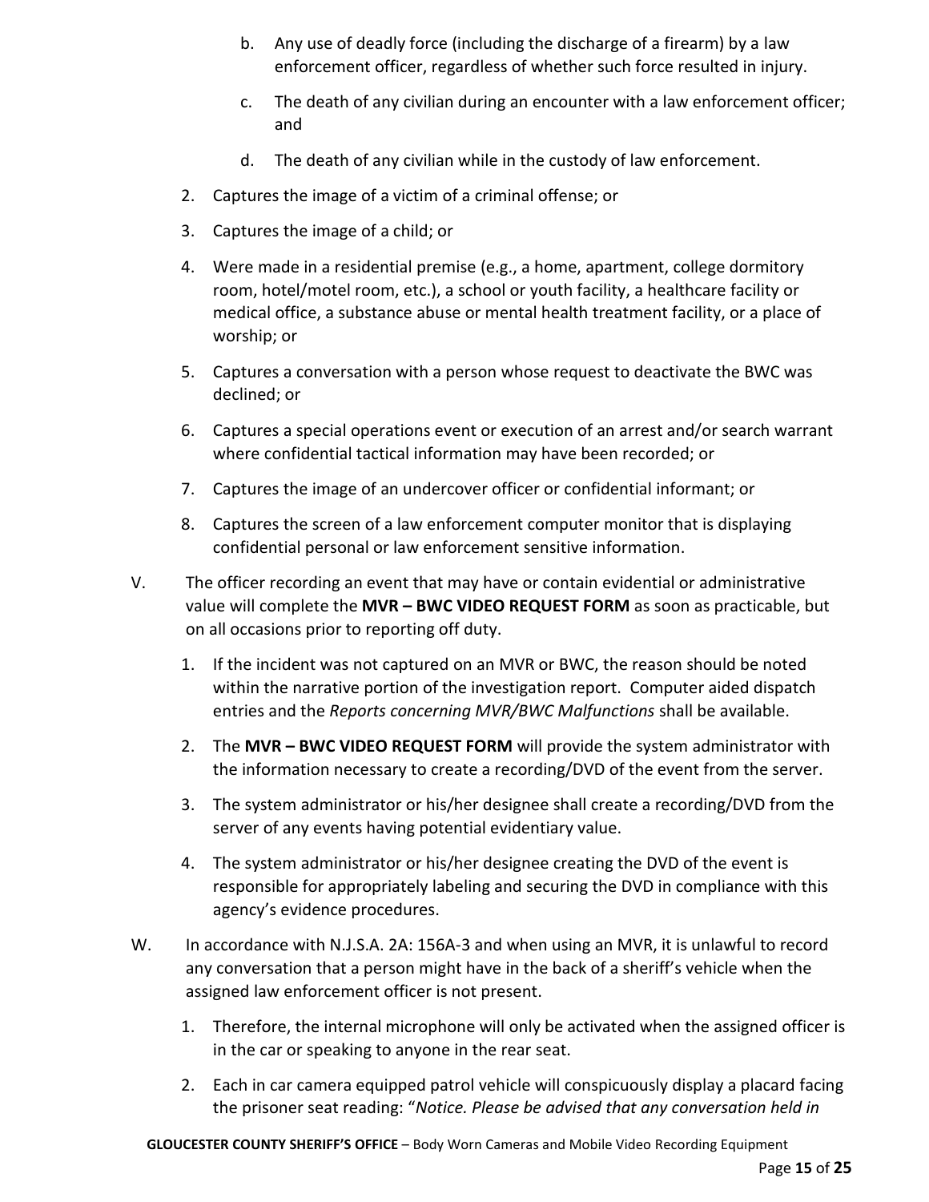b. Any use of deadly force (including the discharge of a firearm) by a law enforcement officer, regardless of whether such force resulted in injury.

c. The death of any civilian during an encounter with a law enforcement officer; and

d. The death of any civilian while in the custody of law enforcement.

2. Captures the image of a victim of a criminal offense; or

3. Captures the image of a child; or

4. Were made in a residential premise (e.g., a home, apartment, college dormitory room, hotel/motel room, etc.), a school or youth facility, a healthcare facility or medical office, a substance abuse or mental health treatment facility, or a place of worship; or

5. Captures a conversation with a person whose request to deactivate the BWC was declined; or

6. Captures a special operations event or execution of an arrest and/or search warrant where confidential tactical information may have been recorded; or

7. Captures the image of an undercover officer or confidential informant; or

8. Captures the screen of a law enforcement computer monitor that is displaying confidential personal or law enforcement sensitive information.

V. The officer recording an event that may have or contain evidential or administrative value will complete the **MVR – BWC VIDEO REQUEST FORM** as soon as practicable, but on all occasions prior to reporting off duty.

1. If the incident was not captured on an MVR or BWC, the reason should be noted within the narrative portion of the investigation report. Computer aided dispatch entries and the *Reports concerning MVR/BWC Malfunctions* shall be available.

2. The **MVR – BWC VIDEO REQUEST FORM** will provide the system administrator with the information necessary to create a recording/DVD of the event from the server.

3. The system administrator or his/her designee shall create a recording/DVD from the server of any events having potential evidentiary value.

4. The system administrator or his/her designee creating the DVD of the event is responsible for appropriately labeling and securing the DVD in compliance with this agency's evidence procedures.

W. In accordance with N.J.S.A. 2A: 156A-3 and when using an MVR, it is unlawful to record any conversation that a person might have in the back of a sheriff's vehicle when the assigned law enforcement officer is not present.

1. Therefore, the internal microphone will only be activated when the assigned officer is in the car or speaking to anyone in the rear seat.

2. Each in car camera equipped patrol vehicle will conspicuously display a placard facing the prisoner seat reading: "*Notice. Please be advised that any conversation held in*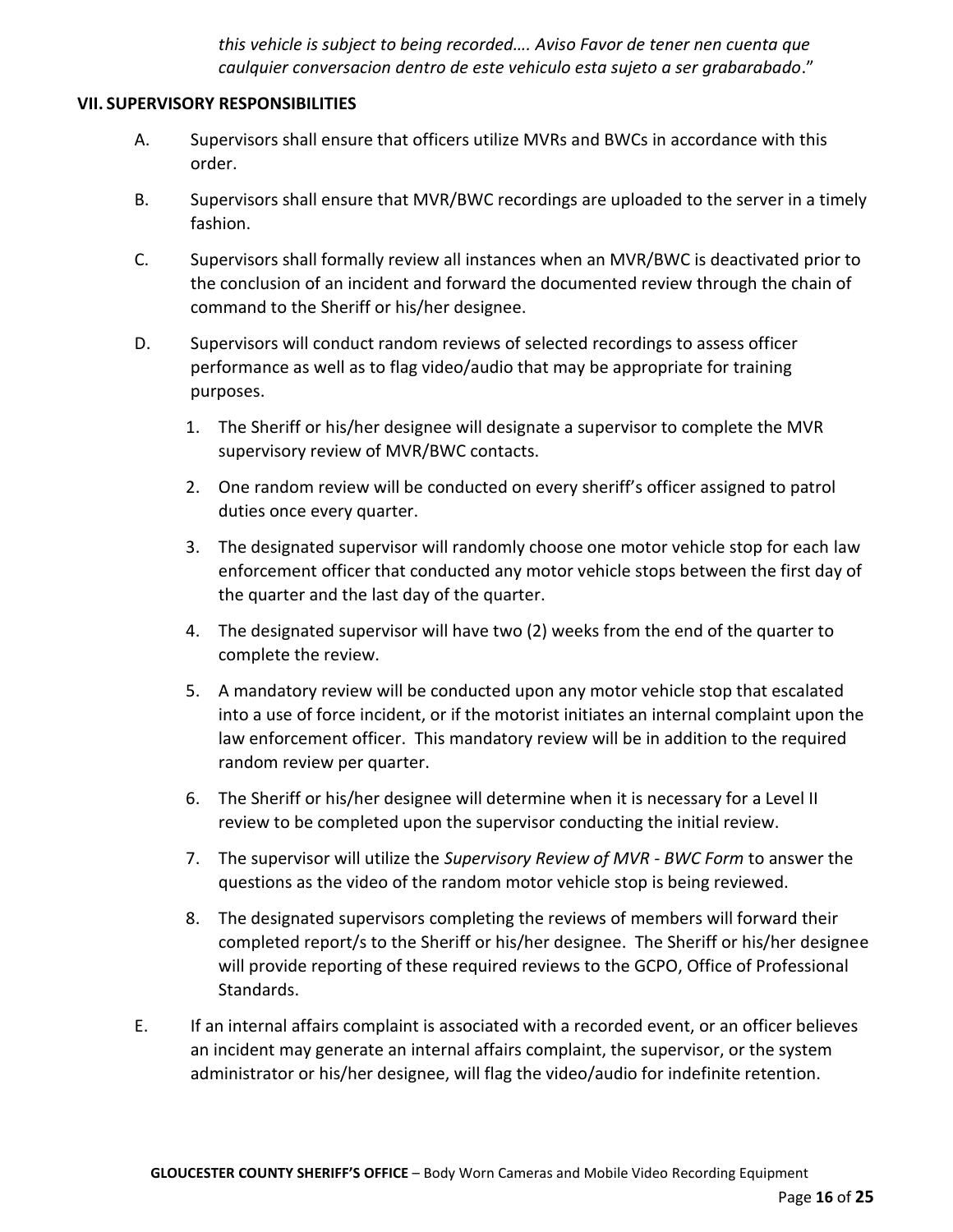*this vehicle is subject to being recorded…. Aviso Favor de tener nen cuenta que caulquier conversacion dentro de este vehiculo esta sujeto a ser grabarabado*."

## VII. SUPERVISORY RESPONSIBILITIES

A. Supervisors shall ensure that officers utilize MVRs and BWCs in accordance with this order.

B. Supervisors shall ensure that MVR/BWC recordings are uploaded to the server in a timely fashion.

C. Supervisors shall formally review all instances when an MVR/BWC is deactivated prior to the conclusion of an incident and forward the documented review through the chain of command to the Sheriff or his/her designee.

D. Supervisors will conduct random reviews of selected recordings to assess officer performance as well as to flag video/audio that may be appropriate for training purposes.

1. The Sheriff or his/her designee will designate a supervisor to complete the MVR supervisory review of MVR/BWC contacts.
2. One random review will be conducted on every sheriff's officer assigned to patrol duties once every quarter.
3. The designated supervisor will randomly choose one motor vehicle stop for each law enforcement officer that conducted any motor vehicle stops between the first day of the quarter and the last day of the quarter.
4. The designated supervisor will have two (2) weeks from the end of the quarter to complete the review.
5. A mandatory review will be conducted upon any motor vehicle stop that escalated into a use of force incident, or if the motorist initiates an internal complaint upon the law enforcement officer. This mandatory review will be in addition to the required random review per quarter.
6. The Sheriff or his/her designee will determine when it is necessary for a Level II review to be completed upon the supervisor conducting the initial review.
7. The supervisor will utilize the *Supervisory Review of MVR - BWC Form* to answer the questions as the video of the random motor vehicle stop is being reviewed.
8. The designated supervisors completing the reviews of members will forward their completed report/s to the Sheriff or his/her designee. The Sheriff or his/her designee will provide reporting of these required reviews to the GCPO, Office of Professional Standards.

E. If an internal affairs complaint is associated with a recorded event, or an officer believes an incident may generate an internal affairs complaint, the supervisor, or the system administrator or his/her designee, will flag the video/audio for indefinite retention.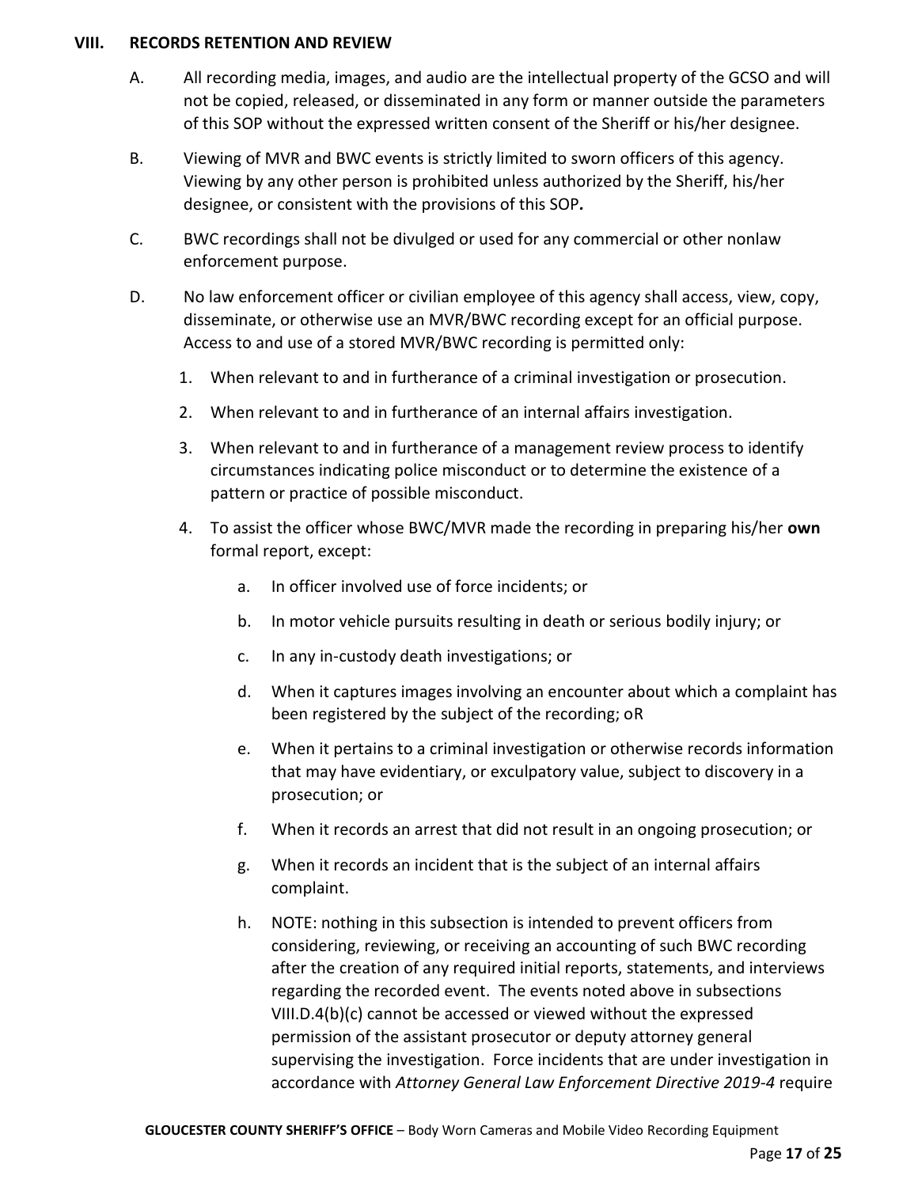## VIII. RECORDS RETENTION AND REVIEW

A. All recording media, images, and audio are the intellectual property of the GCSO and will not be copied, released, or disseminated in any form or manner outside the parameters of this SOP without the expressed written consent of the Sheriff or his/her designee.

B. Viewing of MVR and BWC events is strictly limited to sworn officers of this agency. Viewing by any other person is prohibited unless authorized by the Sheriff, his/her designee, or consistent with the provisions of this SOP***.***

C. BWC recordings shall not be divulged or used for any commercial or other nonlaw enforcement purpose.

D. No law enforcement officer or civilian employee of this agency shall access, view, copy, disseminate, or otherwise use an MVR/BWC recording except for an official purpose. Access to and use of a stored MVR/BWC recording is permitted only:

1. When relevant to and in furtherance of a criminal investigation or prosecution.
2. When relevant to and in furtherance of an internal affairs investigation.
3. When relevant to and in furtherance of a management review process to identify circumstances indicating police misconduct or to determine the existence of a pattern or practice of possible misconduct.
4. To assist the officer whose BWC/MVR made the recording in preparing his/her **own** formal report, except:
   a. In officer involved use of force incidents; or
   b. In motor vehicle pursuits resulting in death or serious bodily injury; or
   c. In any in-custody death investigations; or
   d. When it captures images involving an encounter about which a complaint has been registered by the subject of the recording; oR
   e. When it pertains to a criminal investigation or otherwise records information that may have evidentiary, or exculpatory value, subject to discovery in a prosecution; or
   f. When it records an arrest that did not result in an ongoing prosecution; or
   g. When it records an incident that is the subject of an internal affairs complaint.
   h. NOTE: nothing in this subsection is intended to prevent officers from considering, reviewing, or receiving an accounting of such BWC recording after the creation of any required initial reports, statements, and interviews regarding the recorded event. The events noted above in subsections VIII.D.4(b)(c) cannot be accessed or viewed without the expressed permission of the assistant prosecutor or deputy attorney general supervising the investigation. Force incidents that are under investigation in accordance with *Attorney General Law Enforcement Directive 2019-4* require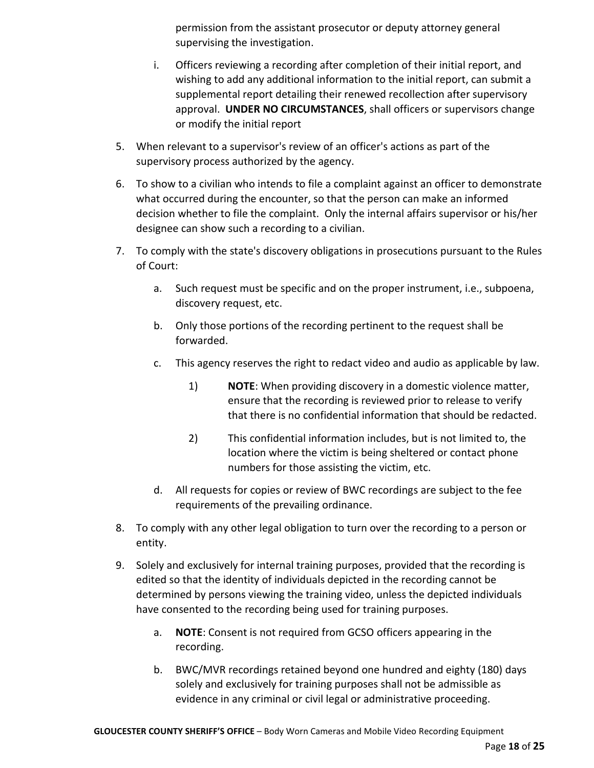permission from the assistant prosecutor or deputy attorney general supervising the investigation.

i. Officers reviewing a recording after completion of their initial report, and wishing to add any additional information to the initial report, can submit a supplemental report detailing their renewed recollection after supervisory approval. **UNDER NO CIRCUMSTANCES**, shall officers or supervisors change or modify the initial report

5. When relevant to a supervisor's review of an officer's actions as part of the supervisory process authorized by the agency.

6. To show to a civilian who intends to file a complaint against an officer to demonstrate what occurred during the encounter, so that the person can make an informed decision whether to file the complaint. Only the internal affairs supervisor or his/her designee can show such a recording to a civilian.

7. To comply with the state's discovery obligations in prosecutions pursuant to the Rules of Court:

   a. Such request must be specific and on the proper instrument, i.e., subpoena, discovery request, etc.

   b. Only those portions of the recording pertinent to the request shall be forwarded.

   c. This agency reserves the right to redact video and audio as applicable by law.

      1) **NOTE**: When providing discovery in a domestic violence matter, ensure that the recording is reviewed prior to release to verify that there is no confidential information that should be redacted.

      2) This confidential information includes, but is not limited to, the location where the victim is being sheltered or contact phone numbers for those assisting the victim, etc.

   d. All requests for copies or review of BWC recordings are subject to the fee requirements of the prevailing ordinance.

8. To comply with any other legal obligation to turn over the recording to a person or entity.

9. Solely and exclusively for internal training purposes, provided that the recording is edited so that the identity of individuals depicted in the recording cannot be determined by persons viewing the training video, unless the depicted individuals have consented to the recording being used for training purposes.

   a. **NOTE**: Consent is not required from GCSO officers appearing in the recording.

   b. BWC/MVR recordings retained beyond one hundred and eighty (180) days solely and exclusively for training purposes shall not be admissible as evidence in any criminal or civil legal or administrative proceeding.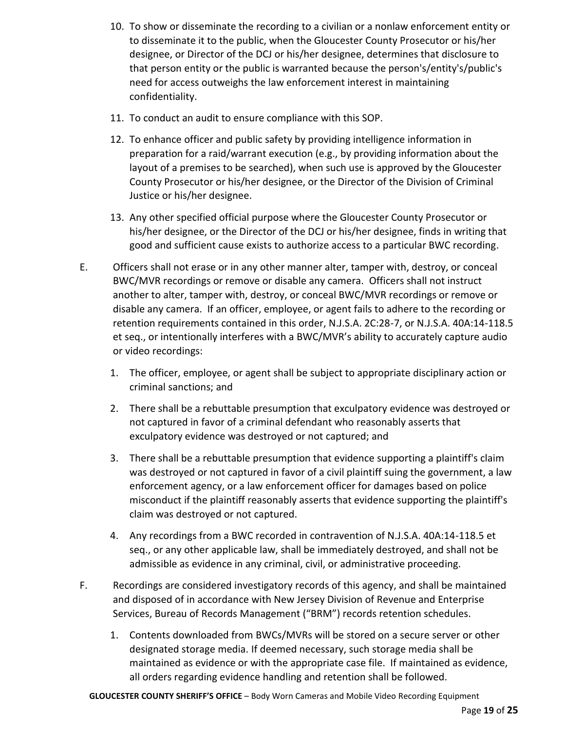10. To show or disseminate the recording to a civilian or a nonlaw enforcement entity or to disseminate it to the public, when the Gloucester County Prosecutor or his/her designee, or Director of the DCJ or his/her designee, determines that disclosure to that person entity or the public is warranted because the person's/entity's/public's need for access outweighs the law enforcement interest in maintaining confidentiality.

11. To conduct an audit to ensure compliance with this SOP.

12. To enhance officer and public safety by providing intelligence information in preparation for a raid/warrant execution (e.g., by providing information about the layout of a premises to be searched), when such use is approved by the Gloucester County Prosecutor or his/her designee, or the Director of the Division of Criminal Justice or his/her designee.

13. Any other specified official purpose where the Gloucester County Prosecutor or his/her designee, or the Director of the DCJ or his/her designee, finds in writing that good and sufficient cause exists to authorize access to a particular BWC recording.

E. Officers shall not erase or in any other manner alter, tamper with, destroy, or conceal BWC/MVR recordings or remove or disable any camera. Officers shall not instruct another to alter, tamper with, destroy, or conceal BWC/MVR recordings or remove or disable any camera. If an officer, employee, or agent fails to adhere to the recording or retention requirements contained in this order, N.J.S.A. 2C:28-7, or N.J.S.A. 40A:14-118.5 et seq., or intentionally interferes with a BWC/MVR's ability to accurately capture audio or video recordings:

   1. The officer, employee, or agent shall be subject to appropriate disciplinary action or criminal sanctions; and

   2. There shall be a rebuttable presumption that exculpatory evidence was destroyed or not captured in favor of a criminal defendant who reasonably asserts that exculpatory evidence was destroyed or not captured; and

   3. There shall be a rebuttable presumption that evidence supporting a plaintiff's claim was destroyed or not captured in favor of a civil plaintiff suing the government, a law enforcement agency, or a law enforcement officer for damages based on police misconduct if the plaintiff reasonably asserts that evidence supporting the plaintiff's claim was destroyed or not captured.

   4. Any recordings from a BWC recorded in contravention of N.J.S.A. 40A:14-118.5 et seq., or any other applicable law, shall be immediately destroyed, and shall not be admissible as evidence in any criminal, civil, or administrative proceeding.

F. Recordings are considered investigatory records of this agency, and shall be maintained and disposed of in accordance with New Jersey Division of Revenue and Enterprise Services, Bureau of Records Management ("BRM") records retention schedules.

   1. Contents downloaded from BWCs/MVRs will be stored on a secure server or other designated storage media. If deemed necessary, such storage media shall be maintained as evidence or with the appropriate case file. If maintained as evidence, all orders regarding evidence handling and retention shall be followed.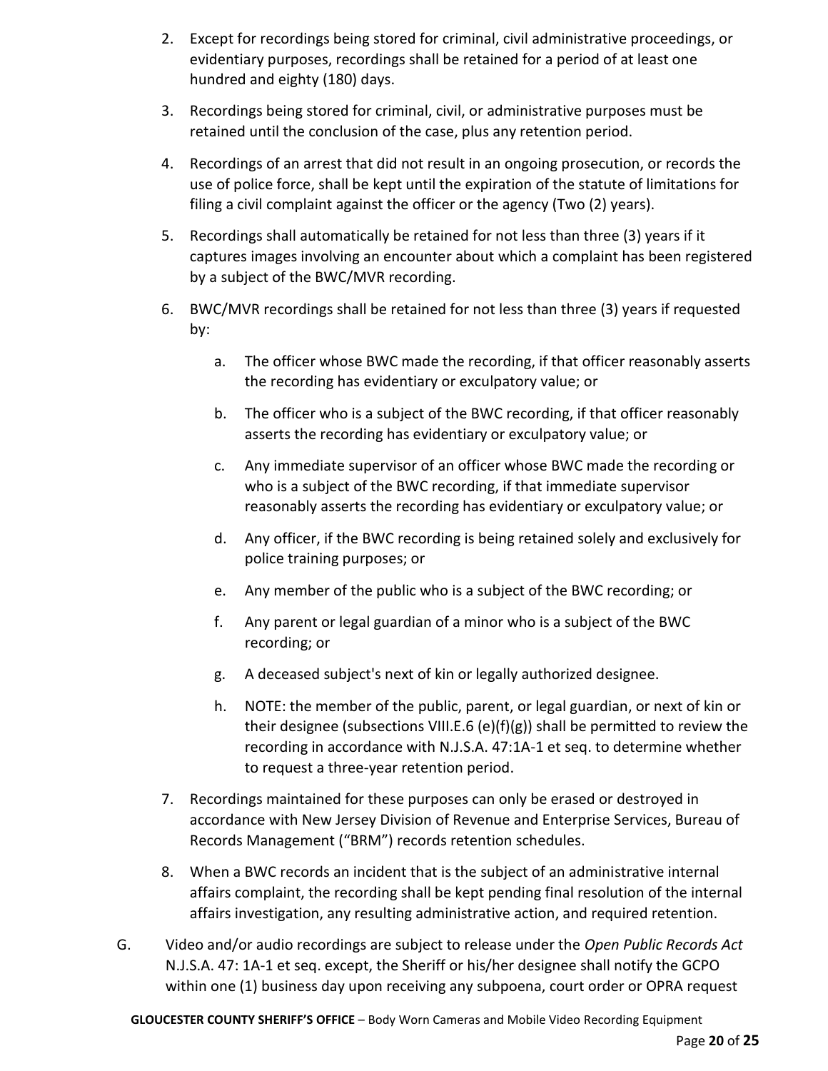2. Except for recordings being stored for criminal, civil administrative proceedings, or evidentiary purposes, recordings shall be retained for a period of at least one hundred and eighty (180) days.

3. Recordings being stored for criminal, civil, or administrative purposes must be retained until the conclusion of the case, plus any retention period.

4. Recordings of an arrest that did not result in an ongoing prosecution, or records the use of police force, shall be kept until the expiration of the statute of limitations for filing a civil complaint against the officer or the agency (Two (2) years).

5. Recordings shall automatically be retained for not less than three (3) years if it captures images involving an encounter about which a complaint has been registered by a subject of the BWC/MVR recording.

6. BWC/MVR recordings shall be retained for not less than three (3) years if requested by:

   a. The officer whose BWC made the recording, if that officer reasonably asserts the recording has evidentiary or exculpatory value; or

   b. The officer who is a subject of the BWC recording, if that officer reasonably asserts the recording has evidentiary or exculpatory value; or

   c. Any immediate supervisor of an officer whose BWC made the recording or who is a subject of the BWC recording, if that immediate supervisor reasonably asserts the recording has evidentiary or exculpatory value; or

   d. Any officer, if the BWC recording is being retained solely and exclusively for police training purposes; or

   e. Any member of the public who is a subject of the BWC recording; or

   f. Any parent or legal guardian of a minor who is a subject of the BWC recording; or

   g. A deceased subject's next of kin or legally authorized designee.

   h. NOTE: the member of the public, parent, or legal guardian, or next of kin or their designee (subsections VIII.E.6 (e)(f)(g)) shall be permitted to review the recording in accordance with N.J.S.A. 47:1A-1 et seq. to determine whether to request a three-year retention period.

7. Recordings maintained for these purposes can only be erased or destroyed in accordance with New Jersey Division of Revenue and Enterprise Services, Bureau of Records Management ("BRM") records retention schedules.

8. When a BWC records an incident that is the subject of an administrative internal affairs complaint, the recording shall be kept pending final resolution of the internal affairs investigation, any resulting administrative action, and required retention.

G. Video and/or audio recordings are subject to release under the *Open Public Records Act* N.J.S.A. 47: 1A-1 et seq. except, the Sheriff or his/her designee shall notify the GCPO within one (1) business day upon receiving any subpoena, court order or OPRA request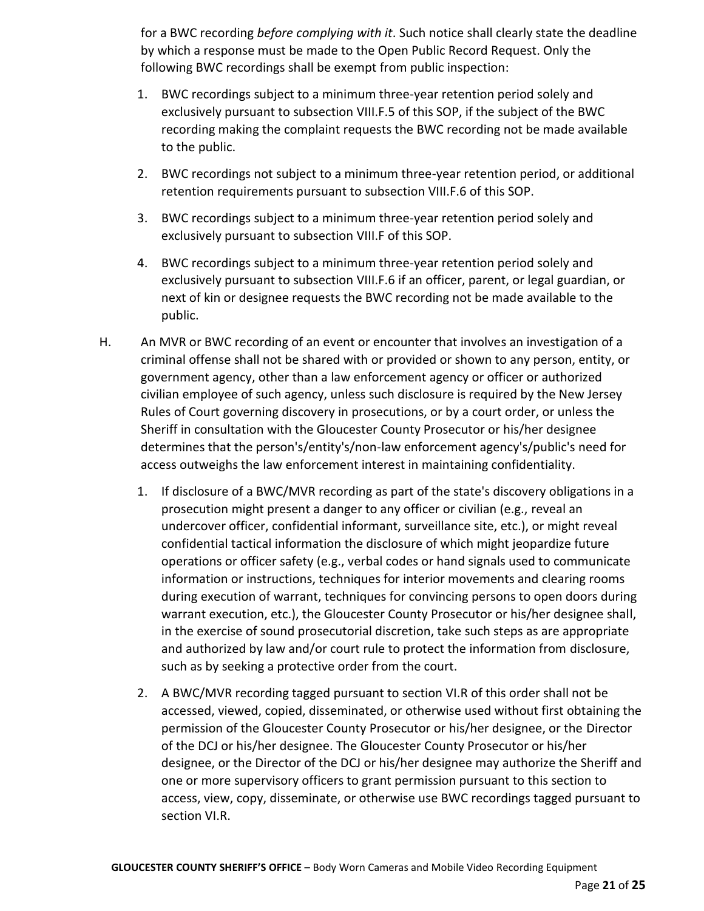for a BWC recording *before complying with it*. Such notice shall clearly state the deadline by which a response must be made to the Open Public Record Request. Only the following BWC recordings shall be exempt from public inspection:

1. BWC recordings subject to a minimum three-year retention period solely and exclusively pursuant to subsection VIII.F.5 of this SOP, if the subject of the BWC recording making the complaint requests the BWC recording not be made available to the public.

2. BWC recordings not subject to a minimum three-year retention period, or additional retention requirements pursuant to subsection VIII.F.6 of this SOP.

3. BWC recordings subject to a minimum three-year retention period solely and exclusively pursuant to subsection VIII.F of this SOP.

4. BWC recordings subject to a minimum three-year retention period solely and exclusively pursuant to subsection VIII.F.6 if an officer, parent, or legal guardian, or next of kin or designee requests the BWC recording not be made available to the public.

H. An MVR or BWC recording of an event or encounter that involves an investigation of a criminal offense shall not be shared with or provided or shown to any person, entity, or government agency, other than a law enforcement agency or officer or authorized civilian employee of such agency, unless such disclosure is required by the New Jersey Rules of Court governing discovery in prosecutions, or by a court order, or unless the Sheriff in consultation with the Gloucester County Prosecutor or his/her designee determines that the person's/entity's/non-law enforcement agency's/public's need for access outweighs the law enforcement interest in maintaining confidentiality.

1. If disclosure of a BWC/MVR recording as part of the state's discovery obligations in a prosecution might present a danger to any officer or civilian (e.g., reveal an undercover officer, confidential informant, surveillance site, etc.), or might reveal confidential tactical information the disclosure of which might jeopardize future operations or officer safety (e.g., verbal codes or hand signals used to communicate information or instructions, techniques for interior movements and clearing rooms during execution of warrant, techniques for convincing persons to open doors during warrant execution, etc.), the Gloucester County Prosecutor or his/her designee shall, in the exercise of sound prosecutorial discretion, take such steps as are appropriate and authorized by law and/or court rule to protect the information from disclosure, such as by seeking a protective order from the court.

2. A BWC/MVR recording tagged pursuant to section VI.R of this order shall not be accessed, viewed, copied, disseminated, or otherwise used without first obtaining the permission of the Gloucester County Prosecutor or his/her designee, or the Director of the DCJ or his/her designee. The Gloucester County Prosecutor or his/her designee, or the Director of the DCJ or his/her designee may authorize the Sheriff and one or more supervisory officers to grant permission pursuant to this section to access, view, copy, disseminate, or otherwise use BWC recordings tagged pursuant to section VI.R.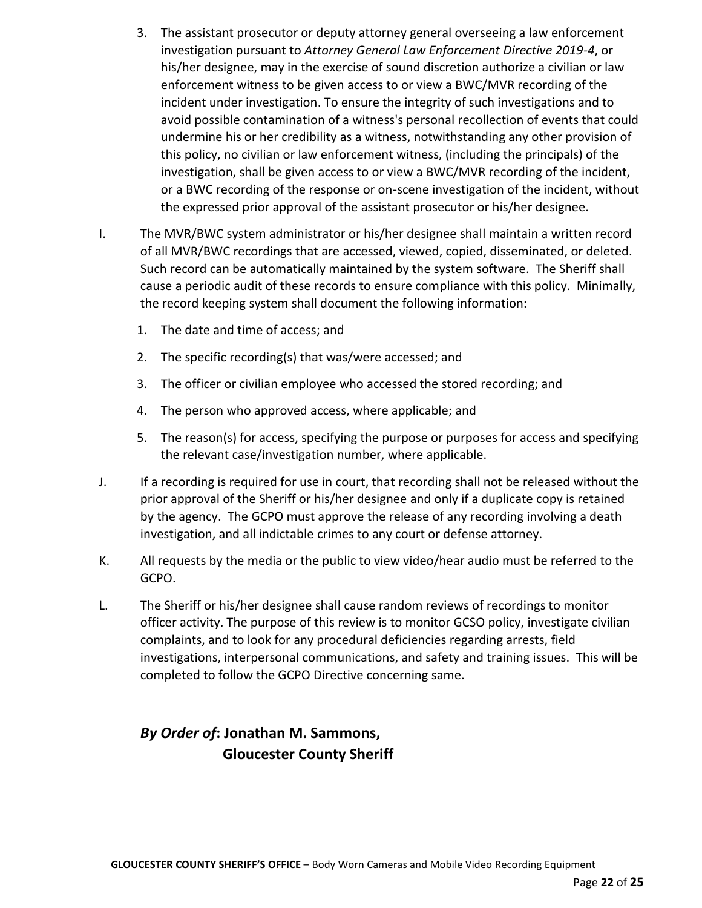3. The assistant prosecutor or deputy attorney general overseeing a law enforcement investigation pursuant to *Attorney General Law Enforcement Directive 2019-4*, or his/her designee, may in the exercise of sound discretion authorize a civilian or law enforcement witness to be given access to or view a BWC/MVR recording of the incident under investigation. To ensure the integrity of such investigations and to avoid possible contamination of a witness's personal recollection of events that could undermine his or her credibility as a witness, notwithstanding any other provision of this policy, no civilian or law enforcement witness, (including the principals) of the investigation, shall be given access to or view a BWC/MVR recording of the incident, or a BWC recording of the response or on-scene investigation of the incident, without the expressed prior approval of the assistant prosecutor or his/her designee.

I. The MVR/BWC system administrator or his/her designee shall maintain a written record of all MVR/BWC recordings that are accessed, viewed, copied, disseminated, or deleted. Such record can be automatically maintained by the system software. The Sheriff shall cause a periodic audit of these records to ensure compliance with this policy. Minimally, the record keeping system shall document the following information:

   1. The date and time of access; and
   2. The specific recording(s) that was/were accessed; and
   3. The officer or civilian employee who accessed the stored recording; and
   4. The person who approved access, where applicable; and
   5. The reason(s) for access, specifying the purpose or purposes for access and specifying the relevant case/investigation number, where applicable.

J. If a recording is required for use in court, that recording shall not be released without the prior approval of the Sheriff or his/her designee and only if a duplicate copy is retained by the agency. The GCPO must approve the release of any recording involving a death investigation, and all indictable crimes to any court or defense attorney.

K. All requests by the media or the public to view video/hear audio must be referred to the GCPO.

L. The Sheriff or his/her designee shall cause random reviews of recordings to monitor officer activity. The purpose of this review is to monitor GCSO policy, investigate civilian complaints, and to look for any procedural deficiencies regarding arrests, field investigations, interpersonal communications, and safety and training issues. This will be completed to follow the GCPO Directive concerning same.

***By Order of*: Jonathan M. Sammons,**
**Gloucester County Sheriff**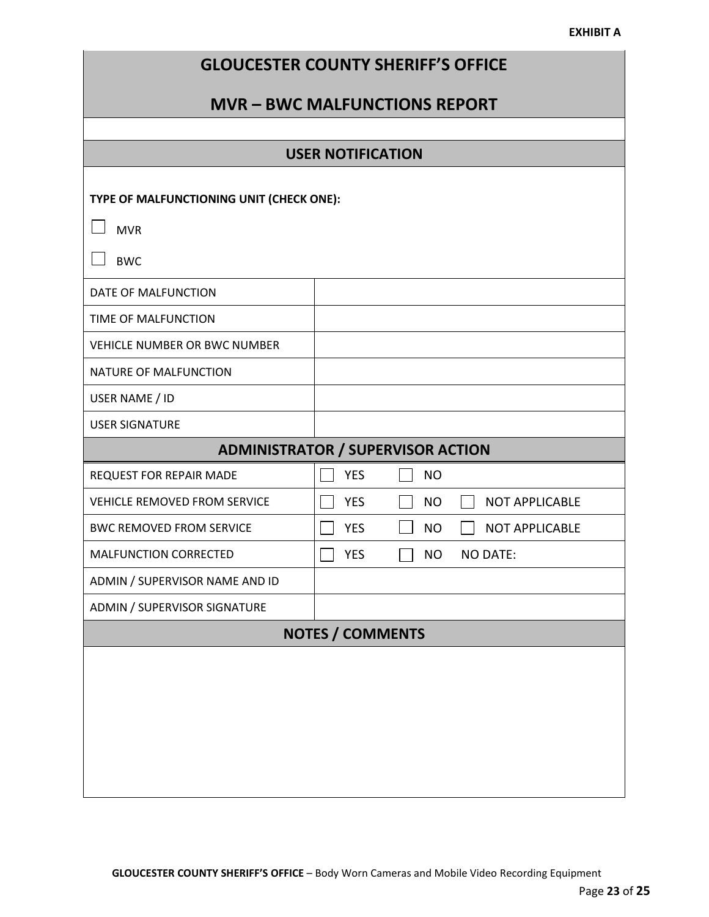**EXHIBIT A**

# GLOUCESTER COUNTY SHERIFF'S OFFICE

## MVR – BWC MALFUNCTIONS REPORT

### USER NOTIFICATION

**TYPE OF MALFUNCTIONING UNIT (CHECK ONE):**

☐ MVR

☐ BWC

| | |
|---|---|
| DATE OF MALFUNCTION | |
| TIME OF MALFUNCTION | |
| VEHICLE NUMBER OR BWC NUMBER | |
| NATURE OF MALFUNCTION | |
| USER NAME / ID | |
| USER SIGNATURE | |

### ADMINISTRATOR / SUPERVISOR ACTION

| | |
|---|---|
| REQUEST FOR REPAIR MADE | ☐ YES ☐ NO |
| VEHICLE REMOVED FROM SERVICE | ☐ YES ☐ NO ☐ NOT APPLICABLE |
| BWC REMOVED FROM SERVICE | ☐ YES ☐ NO ☐ NOT APPLICABLE |
| MALFUNCTION CORRECTED | ☐ YES ☐ NO NO DATE: |
| ADMIN / SUPERVISOR NAME AND ID | |
| ADMIN / SUPERVISOR SIGNATURE | |

### NOTES / COMMENTS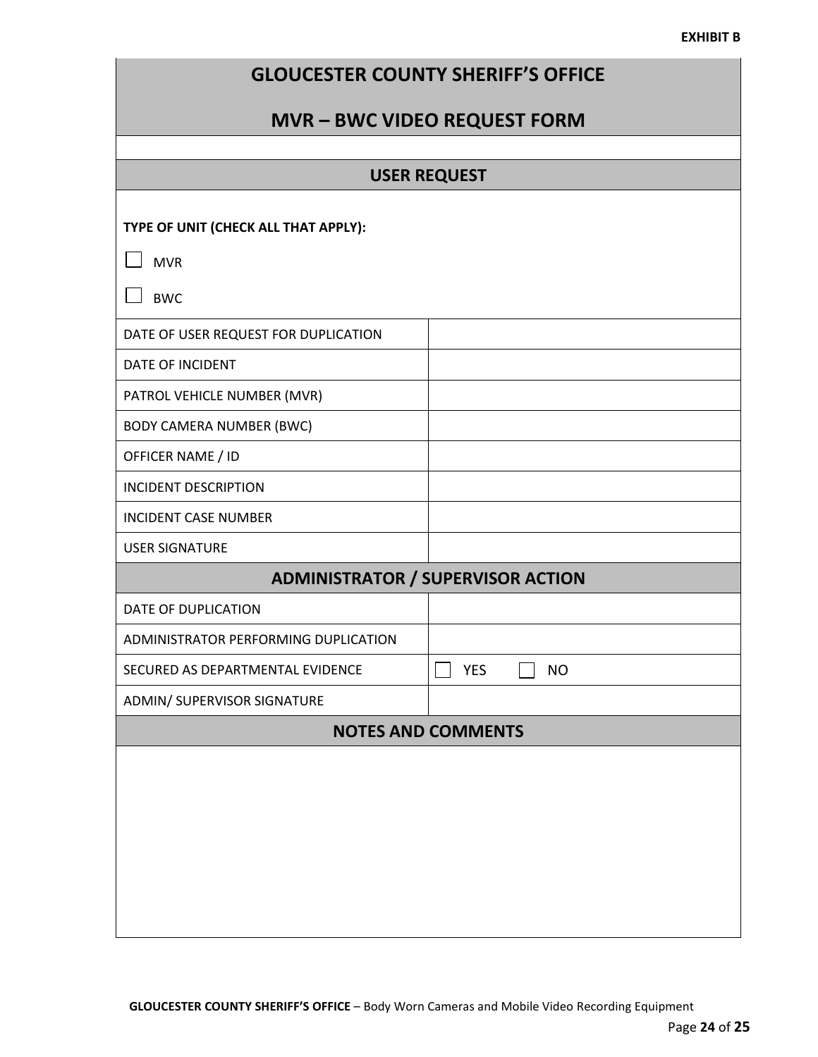**EXHIBIT B**

# GLOUCESTER COUNTY SHERIFF'S OFFICE

# MVR – BWC VIDEO REQUEST FORM

## USER REQUEST

**TYPE OF UNIT (CHECK ALL THAT APPLY):**

☐ MVR

☐ BWC

| | |
|---|---|
| DATE OF USER REQUEST FOR DUPLICATION | |
| DATE OF INCIDENT | |
| PATROL VEHICLE NUMBER (MVR) | |
| BODY CAMERA NUMBER (BWC) | |
| OFFICER NAME / ID | |
| INCIDENT DESCRIPTION | |
| INCIDENT CASE NUMBER | |
| USER SIGNATURE | |

## ADMINISTRATOR / SUPERVISOR ACTION

| | |
|---|---|
| DATE OF DUPLICATION | |
| ADMINISTRATOR PERFORMING DUPLICATION | |
| SECURED AS DEPARTMENTAL EVIDENCE | ☐ YES ☐ NO |
| ADMIN/ SUPERVISOR SIGNATURE | |

## NOTES AND COMMENTS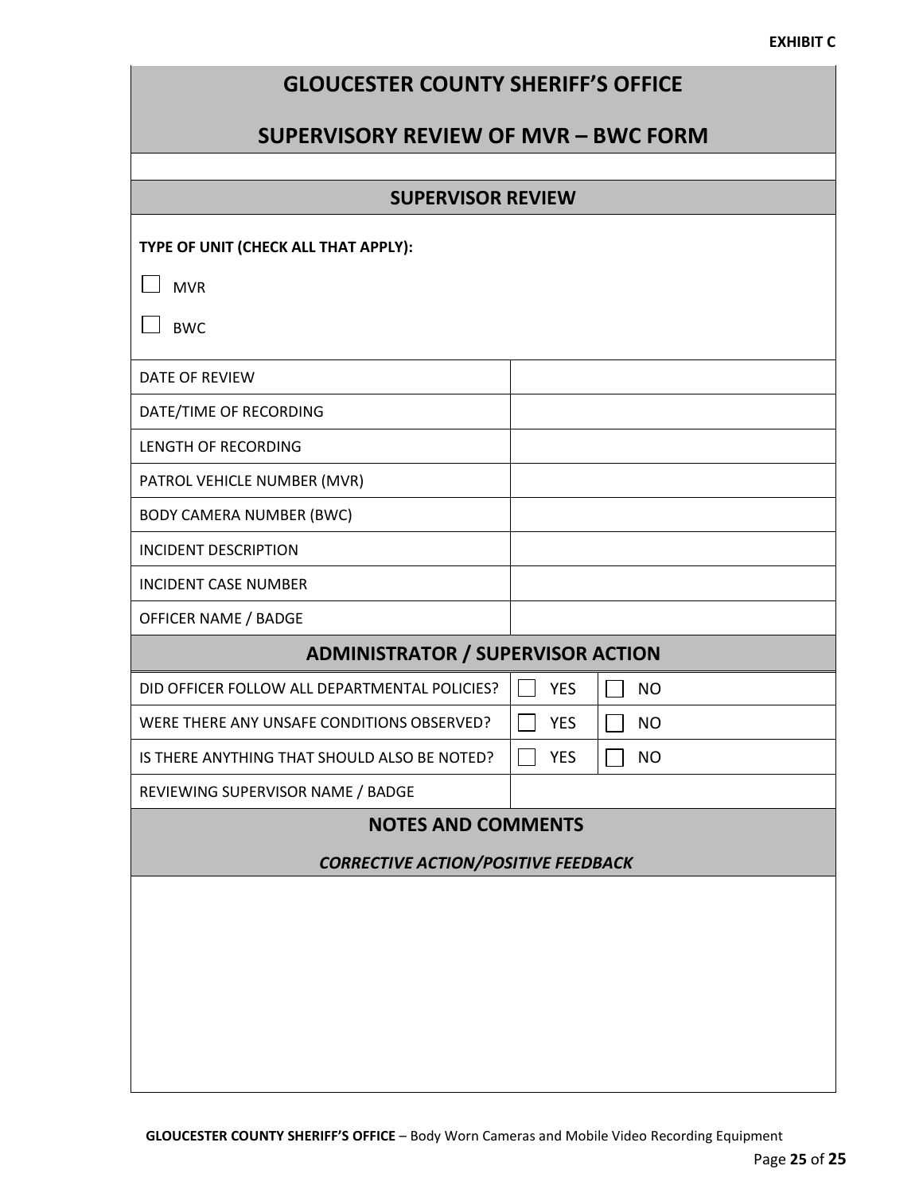**EXHIBIT C**

# GLOUCESTER COUNTY SHERIFF'S OFFICE

## SUPERVISORY REVIEW OF MVR – BWC FORM

### SUPERVISOR REVIEW

**TYPE OF UNIT (CHECK ALL THAT APPLY):**

☐ MVR

☐ BWC

| | |
|---|---|
| DATE OF REVIEW | |
| DATE/TIME OF RECORDING | |
| LENGTH OF RECORDING | |
| PATROL VEHICLE NUMBER (MVR) | |
| BODY CAMERA NUMBER (BWC) | |
| INCIDENT DESCRIPTION | |
| INCIDENT CASE NUMBER | |
| OFFICER NAME / BADGE | |

### ADMINISTRATOR / SUPERVISOR ACTION

| | | |
|---|---|---|
| DID OFFICER FOLLOW ALL DEPARTMENTAL POLICIES? | ☐ YES | ☐ NO |
| WERE THERE ANY UNSAFE CONDITIONS OBSERVED? | ☐ YES | ☐ NO |
| IS THERE ANYTHING THAT SHOULD ALSO BE NOTED? | ☐ YES | ☐ NO |
| REVIEWING SUPERVISOR NAME / BADGE | | |

### NOTES AND COMMENTS

***CORRECTIVE ACTION/POSITIVE FEEDBACK***